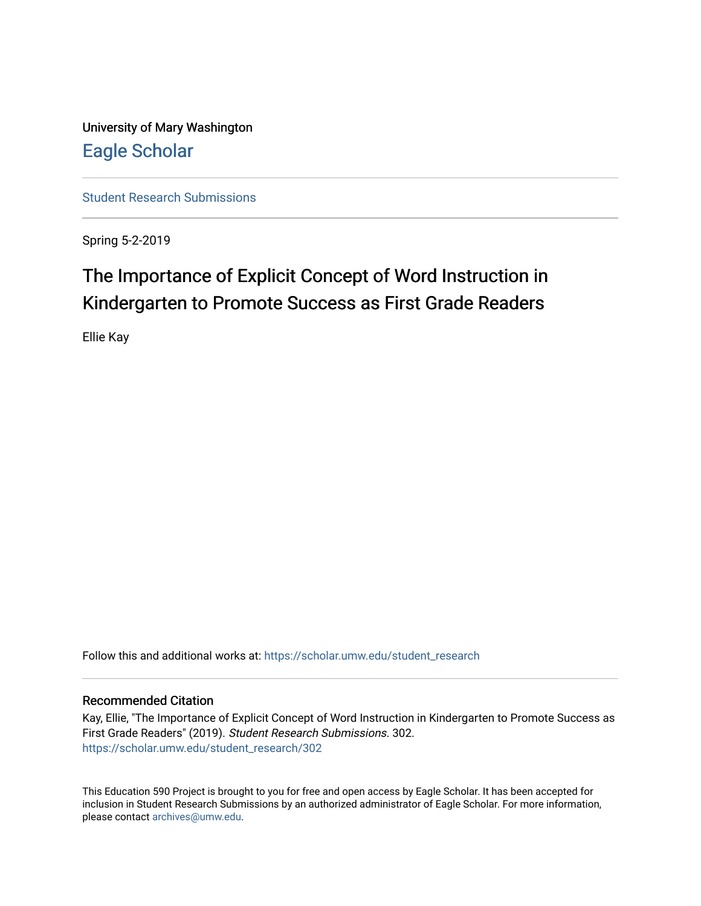University of Mary Washington

Eagle Scholar

Student Research Submissions

Spring 5-2-2019

# The Importance of Explicit Concept of Word Instruction in Kindergarten to Promote Success as First Grade Readers

Ellie Kay

Follow this and additional works at: https://scholar.umw.edu/student_research

## Recommended Citation

Kay, Ellie, "The Importance of Explicit Concept of Word Instruction in Kindergarten to Promote Success as First Grade Readers" (2019). *Student Research Submissions*. 302.
https://scholar.umw.edu/student_research/302

This Education 590 Project is brought to you for free and open access by Eagle Scholar. It has been accepted for inclusion in Student Research Submissions by an authorized administrator of Eagle Scholar. For more information, please contact archives@umw.edu.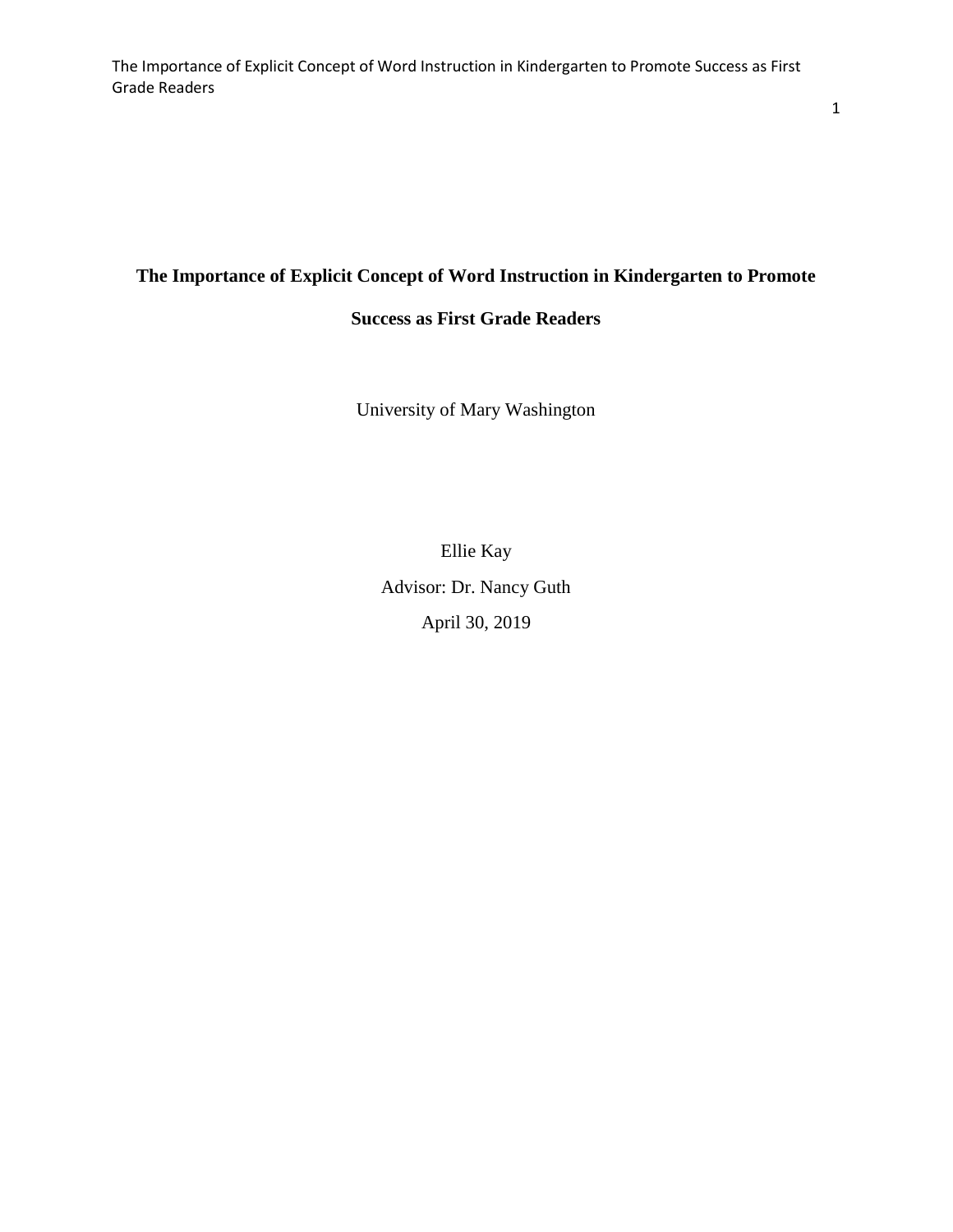# The Importance of Explicit Concept of Word Instruction in Kindergarten to Promote Success as First Grade Readers

University of Mary Washington

Ellie Kay

Advisor: Dr. Nancy Guth

April 30, 2019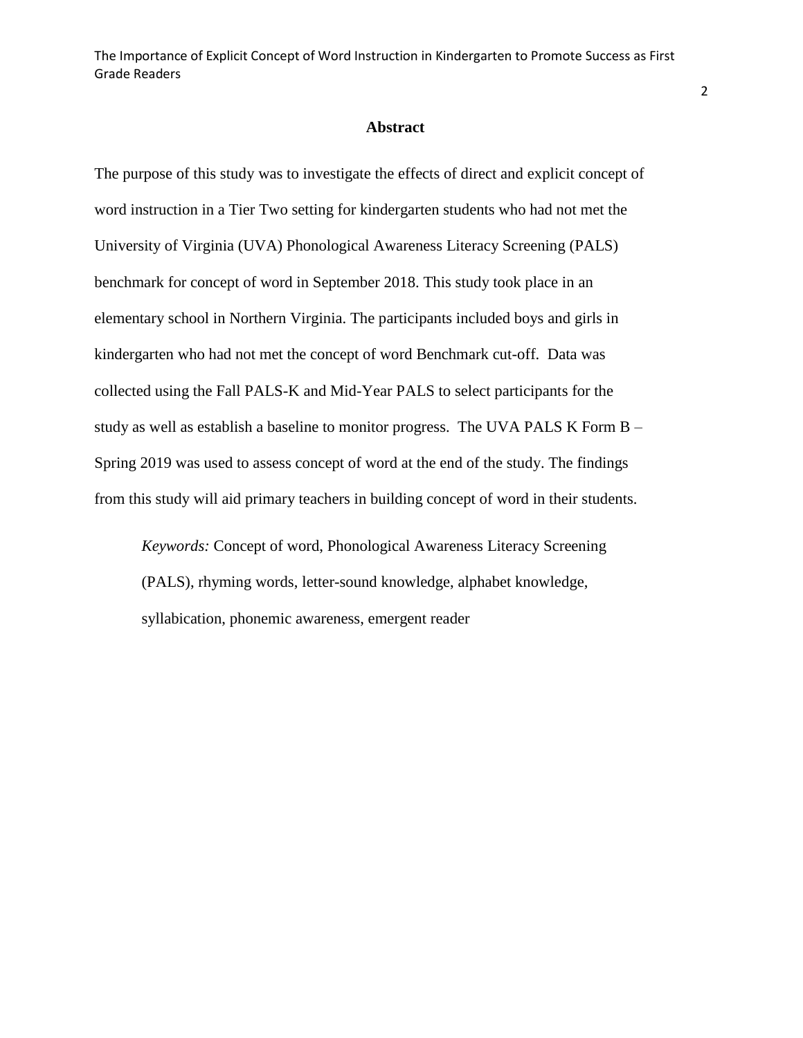## Abstract

The purpose of this study was to investigate the effects of direct and explicit concept of word instruction in a Tier Two setting for kindergarten students who had not met the University of Virginia (UVA) Phonological Awareness Literacy Screening (PALS) benchmark for concept of word in September 2018. This study took place in an elementary school in Northern Virginia. The participants included boys and girls in kindergarten who had not met the concept of word Benchmark cut-off. Data was collected using the Fall PALS-K and Mid-Year PALS to select participants for the study as well as establish a baseline to monitor progress. The UVA PALS K Form B – Spring 2019 was used to assess concept of word at the end of the study. The findings from this study will aid primary teachers in building concept of word in their students.

*Keywords:* Concept of word, Phonological Awareness Literacy Screening (PALS), rhyming words, letter-sound knowledge, alphabet knowledge, syllabication, phonemic awareness, emergent reader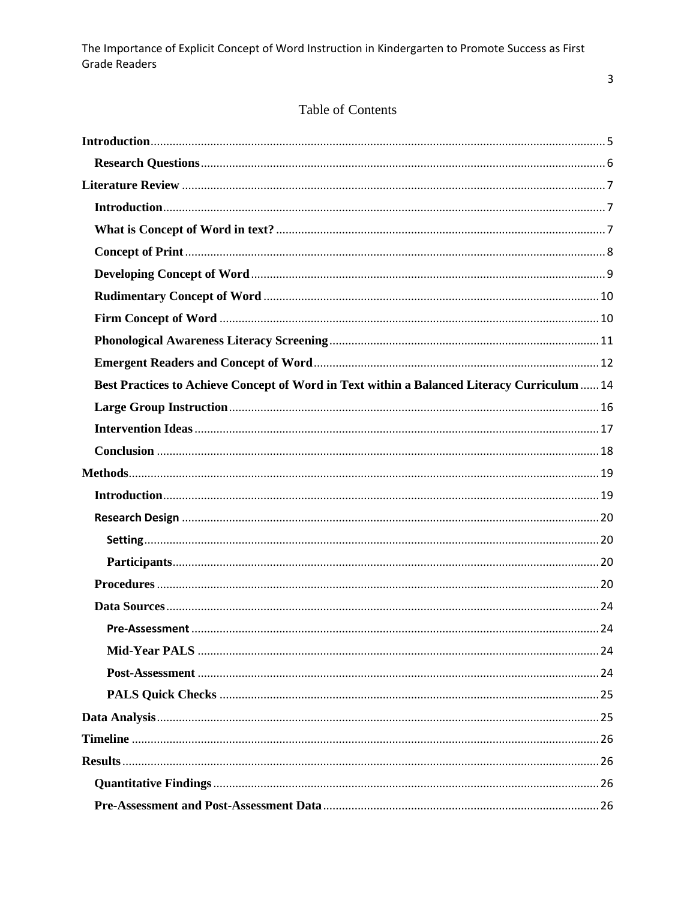# Table of Contents

Introduction ... 5

- Research Questions ... 6

Literature Review ... 7

- Introduction ... 7
- What is Concept of Word in text? ... 7
- Concept of Print ... 8
- Developing Concept of Word ... 9
- Rudimentary Concept of Word ... 10
- Firm Concept of Word ... 10
- Phonological Awareness Literacy Screening ... 11
- Emergent Readers and Concept of Word ... 12
- Best Practices to Achieve Concept of Word in Text within a Balanced Literacy Curriculum ... 14
- Large Group Instruction ... 16
- Intervention Ideas ... 17
- Conclusion ... 18

Methods ... 19

- Introduction ... 19
- Research Design ... 20
  - Setting ... 20
  - Participants ... 20
- Procedures ... 20
- Data Sources ... 24
  - Pre-Assessment ... 24
  - Mid-Year PALS ... 24
  - Post-Assessment ... 24
  - PALS Quick Checks ... 25

Data Analysis ... 25

Timeline ... 26

Results ... 26

- Quantitative Findings ... 26
- Pre-Assessment and Post-Assessment Data ... 26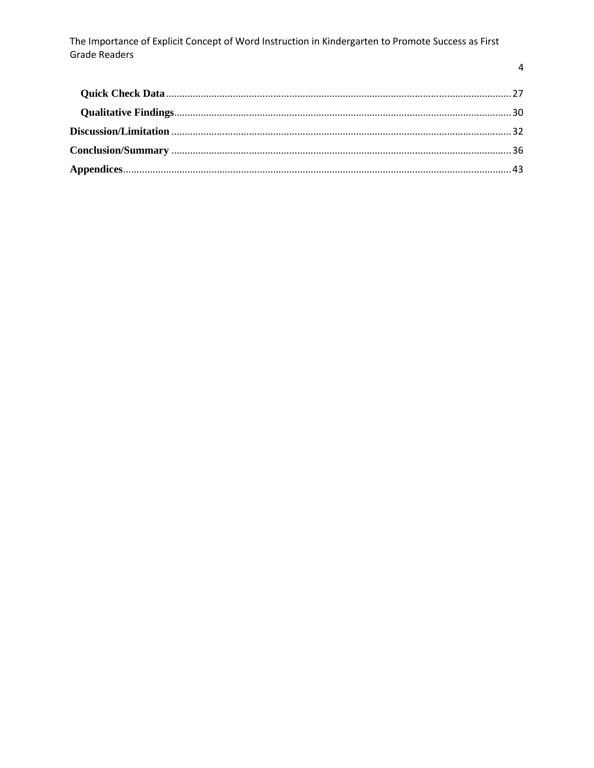**Quick Check Data** .......... 27

**Qualitative Findings** .......... 30

**Discussion/Limitation** .......... 32

**Conclusion/Summary** .......... 36

**Appendices** .......... 43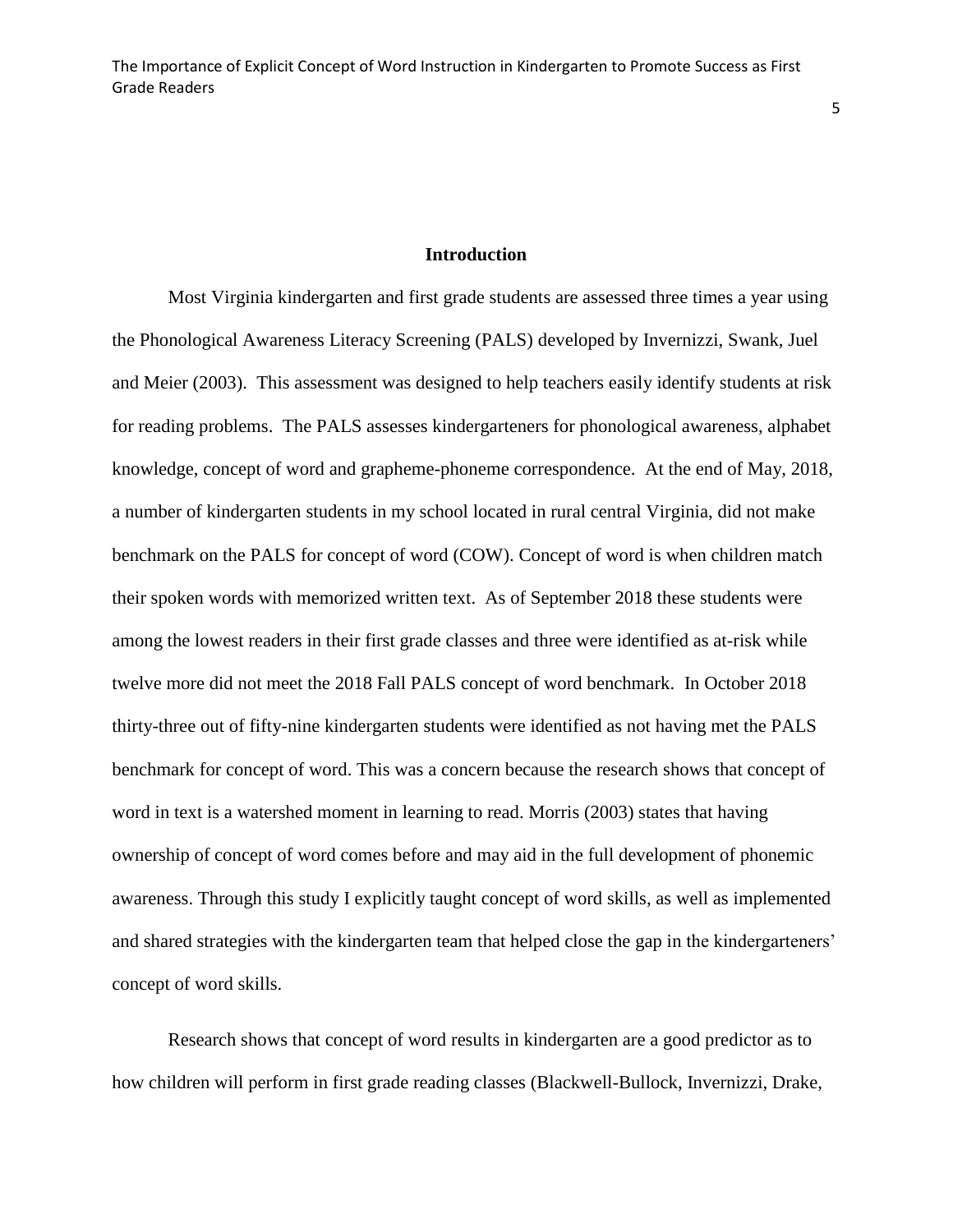## Introduction

Most Virginia kindergarten and first grade students are assessed three times a year using the Phonological Awareness Literacy Screening (PALS) developed by Invernizzi, Swank, Juel and Meier (2003). This assessment was designed to help teachers easily identify students at risk for reading problems. The PALS assesses kindergarteners for phonological awareness, alphabet knowledge, concept of word and grapheme-phoneme correspondence. At the end of May, 2018, a number of kindergarten students in my school located in rural central Virginia, did not make benchmark on the PALS for concept of word (COW). Concept of word is when children match their spoken words with memorized written text. As of September 2018 these students were among the lowest readers in their first grade classes and three were identified as at-risk while twelve more did not meet the 2018 Fall PALS concept of word benchmark. In October 2018 thirty-three out of fifty-nine kindergarten students were identified as not having met the PALS benchmark for concept of word. This was a concern because the research shows that concept of word in text is a watershed moment in learning to read. Morris (2003) states that having ownership of concept of word comes before and may aid in the full development of phonemic awareness. Through this study I explicitly taught concept of word skills, as well as implemented and shared strategies with the kindergarten team that helped close the gap in the kindergarteners' concept of word skills.

Research shows that concept of word results in kindergarten are a good predictor as to how children will perform in first grade reading classes (Blackwell-Bullock, Invernizzi, Drake,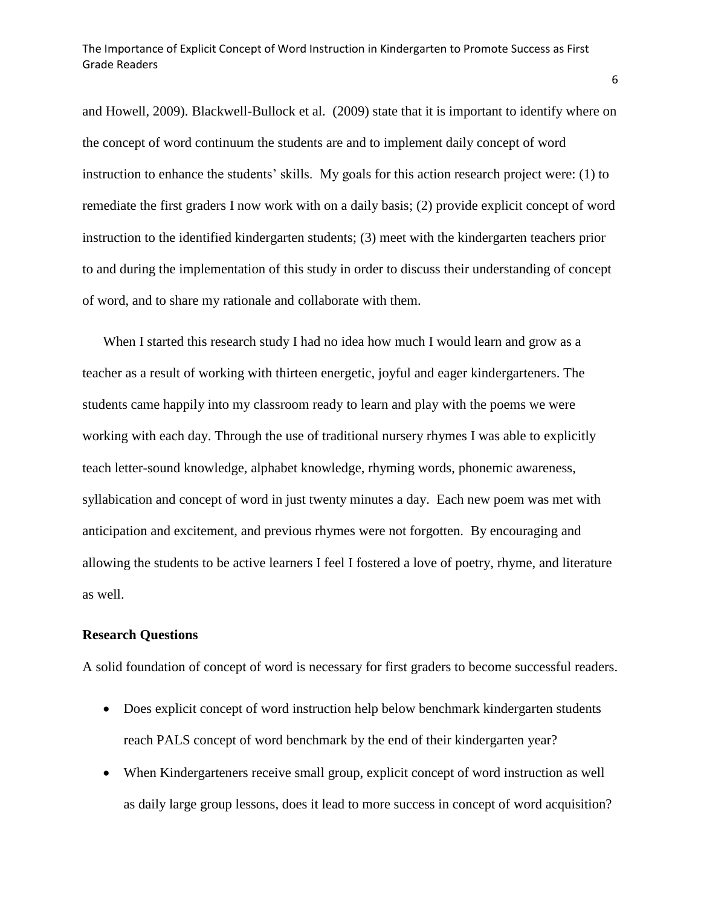and Howell, 2009). Blackwell-Bullock et al. (2009) state that it is important to identify where on the concept of word continuum the students are and to implement daily concept of word instruction to enhance the students' skills. My goals for this action research project were: (1) to remediate the first graders I now work with on a daily basis; (2) provide explicit concept of word instruction to the identified kindergarten students; (3) meet with the kindergarten teachers prior to and during the implementation of this study in order to discuss their understanding of concept of word, and to share my rationale and collaborate with them.

When I started this research study I had no idea how much I would learn and grow as a teacher as a result of working with thirteen energetic, joyful and eager kindergarteners. The students came happily into my classroom ready to learn and play with the poems we were working with each day. Through the use of traditional nursery rhymes I was able to explicitly teach letter-sound knowledge, alphabet knowledge, rhyming words, phonemic awareness, syllabication and concept of word in just twenty minutes a day. Each new poem was met with anticipation and excitement, and previous rhymes were not forgotten. By encouraging and allowing the students to be active learners I feel I fostered a love of poetry, rhyme, and literature as well.

**Research Questions**

A solid foundation of concept of word is necessary for first graders to become successful readers.

- Does explicit concept of word instruction help below benchmark kindergarten students reach PALS concept of word benchmark by the end of their kindergarten year?
- When Kindergarteners receive small group, explicit concept of word instruction as well as daily large group lessons, does it lead to more success in concept of word acquisition?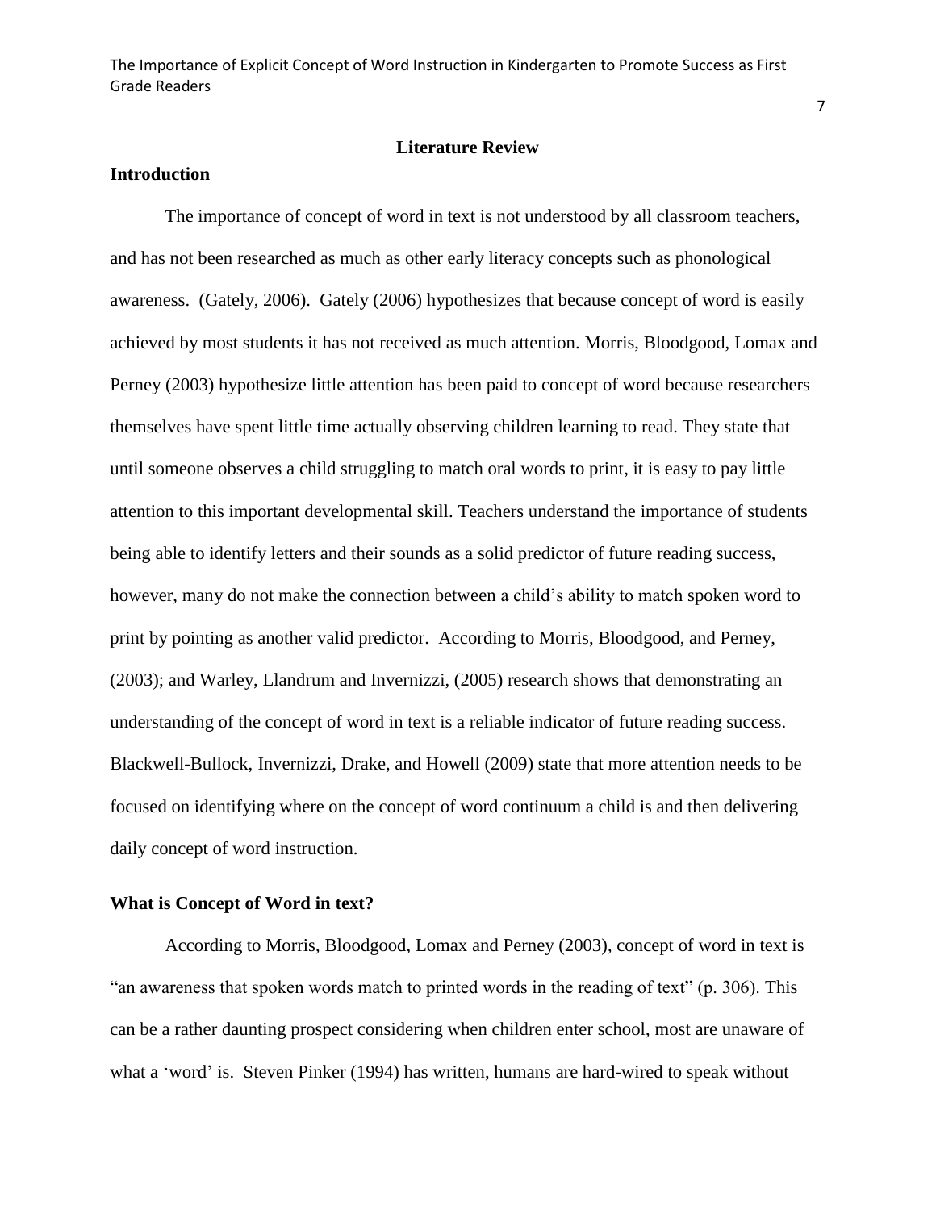## Literature Review

### Introduction

The importance of concept of word in text is not understood by all classroom teachers, and has not been researched as much as other early literacy concepts such as phonological awareness. (Gately, 2006). Gately (2006) hypothesizes that because concept of word is easily achieved by most students it has not received as much attention. Morris, Bloodgood, Lomax and Perney (2003) hypothesize little attention has been paid to concept of word because researchers themselves have spent little time actually observing children learning to read. They state that until someone observes a child struggling to match oral words to print, it is easy to pay little attention to this important developmental skill. Teachers understand the importance of students being able to identify letters and their sounds as a solid predictor of future reading success, however, many do not make the connection between a child's ability to match spoken word to print by pointing as another valid predictor. According to Morris, Bloodgood, and Perney, (2003); and Warley, Llandrum and Invernizzi, (2005) research shows that demonstrating an understanding of the concept of word in text is a reliable indicator of future reading success. Blackwell-Bullock, Invernizzi, Drake, and Howell (2009) state that more attention needs to be focused on identifying where on the concept of word continuum a child is and then delivering daily concept of word instruction.

### What is Concept of Word in text?

According to Morris, Bloodgood, Lomax and Perney (2003), concept of word in text is "an awareness that spoken words match to printed words in the reading of text" (p. 306). This can be a rather daunting prospect considering when children enter school, most are unaware of what a 'word' is. Steven Pinker (1994) has written, humans are hard-wired to speak without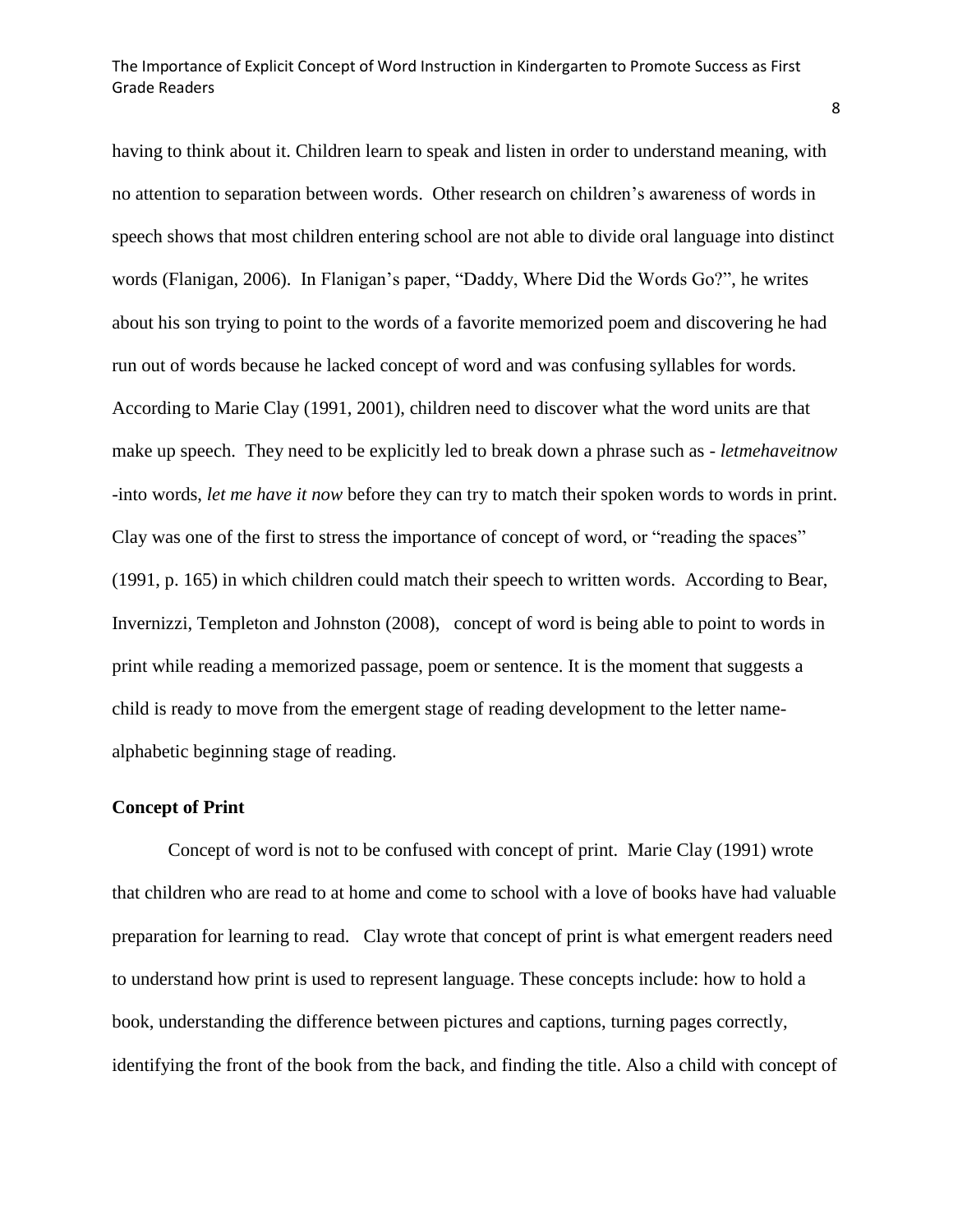having to think about it. Children learn to speak and listen in order to understand meaning, with no attention to separation between words. Other research on children's awareness of words in speech shows that most children entering school are not able to divide oral language into distinct words (Flanigan, 2006). In Flanigan's paper, "Daddy, Where Did the Words Go?", he writes about his son trying to point to the words of a favorite memorized poem and discovering he had run out of words because he lacked concept of word and was confusing syllables for words. According to Marie Clay (1991, 2001), children need to discover what the word units are that make up speech. They need to be explicitly led to break down a phrase such as - *letmehaveitnow* -into words, *let me have it now* before they can try to match their spoken words to words in print. Clay was one of the first to stress the importance of concept of word, or "reading the spaces" (1991, p. 165) in which children could match their speech to written words. According to Bear, Invernizzi, Templeton and Johnston (2008), concept of word is being able to point to words in print while reading a memorized passage, poem or sentence. It is the moment that suggests a child is ready to move from the emergent stage of reading development to the letter name-alphabetic beginning stage of reading.

**Concept of Print**

Concept of word is not to be confused with concept of print. Marie Clay (1991) wrote that children who are read to at home and come to school with a love of books have had valuable preparation for learning to read. Clay wrote that concept of print is what emergent readers need to understand how print is used to represent language. These concepts include: how to hold a book, understanding the difference between pictures and captions, turning pages correctly, identifying the front of the book from the back, and finding the title. Also a child with concept of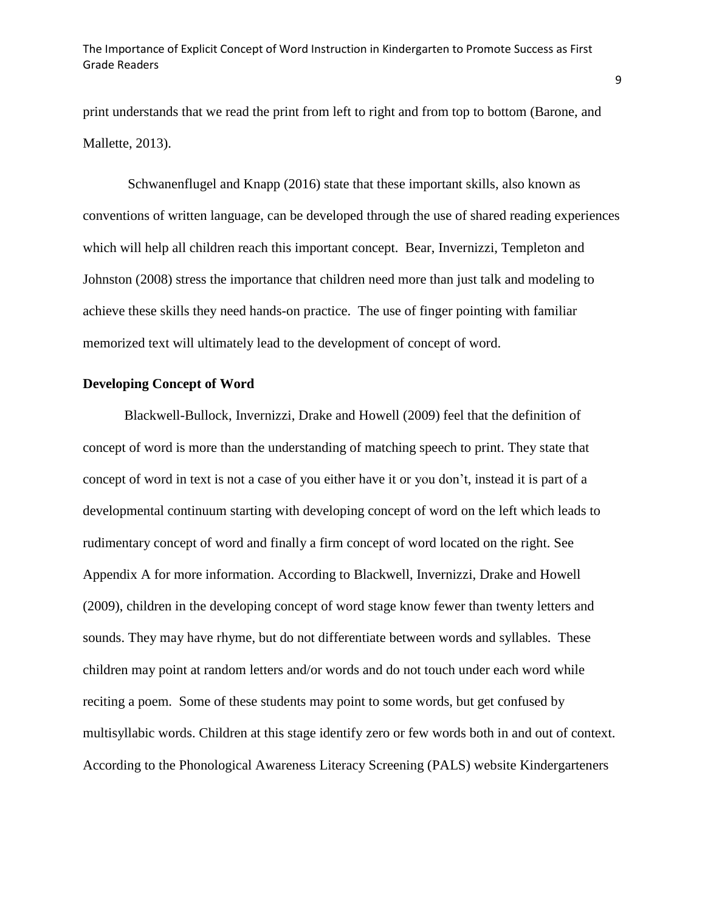print understands that we read the print from left to right and from top to bottom (Barone, and Mallette, 2013).

Schwanenflugel and Knapp (2016) state that these important skills, also known as conventions of written language, can be developed through the use of shared reading experiences which will help all children reach this important concept. Bear, Invernizzi, Templeton and Johnston (2008) stress the importance that children need more than just talk and modeling to achieve these skills they need hands-on practice. The use of finger pointing with familiar memorized text will ultimately lead to the development of concept of word.

**Developing Concept of Word**

Blackwell-Bullock, Invernizzi, Drake and Howell (2009) feel that the definition of concept of word is more than the understanding of matching speech to print. They state that concept of word in text is not a case of you either have it or you don't, instead it is part of a developmental continuum starting with developing concept of word on the left which leads to rudimentary concept of word and finally a firm concept of word located on the right. See Appendix A for more information. According to Blackwell, Invernizzi, Drake and Howell (2009), children in the developing concept of word stage know fewer than twenty letters and sounds. They may have rhyme, but do not differentiate between words and syllables. These children may point at random letters and/or words and do not touch under each word while reciting a poem. Some of these students may point to some words, but get confused by multisyllabic words. Children at this stage identify zero or few words both in and out of context. According to the Phonological Awareness Literacy Screening (PALS) website Kindergarteners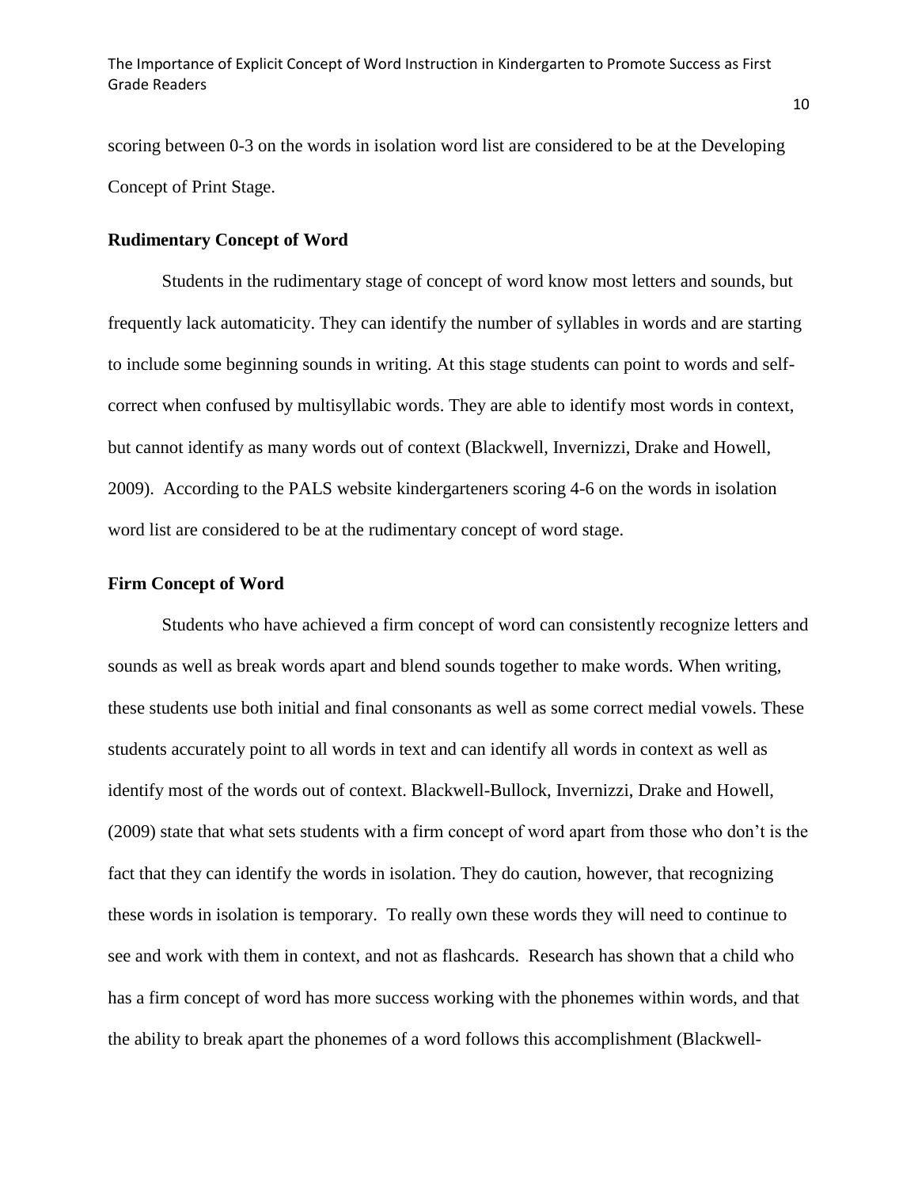scoring between 0-3 on the words in isolation word list are considered to be at the Developing Concept of Print Stage.

### Rudimentary Concept of Word

Students in the rudimentary stage of concept of word know most letters and sounds, but frequently lack automaticity. They can identify the number of syllables in words and are starting to include some beginning sounds in writing. At this stage students can point to words and self-correct when confused by multisyllabic words. They are able to identify most words in context, but cannot identify as many words out of context (Blackwell, Invernizzi, Drake and Howell, 2009). According to the PALS website kindergarteners scoring 4-6 on the words in isolation word list are considered to be at the rudimentary concept of word stage.

### Firm Concept of Word

Students who have achieved a firm concept of word can consistently recognize letters and sounds as well as break words apart and blend sounds together to make words. When writing, these students use both initial and final consonants as well as some correct medial vowels. These students accurately point to all words in text and can identify all words in context as well as identify most of the words out of context. Blackwell-Bullock, Invernizzi, Drake and Howell, (2009) state that what sets students with a firm concept of word apart from those who don't is the fact that they can identify the words in isolation. They do caution, however, that recognizing these words in isolation is temporary. To really own these words they will need to continue to see and work with them in context, and not as flashcards. Research has shown that a child who has a firm concept of word has more success working with the phonemes within words, and that the ability to break apart the phonemes of a word follows this accomplishment (Blackwell-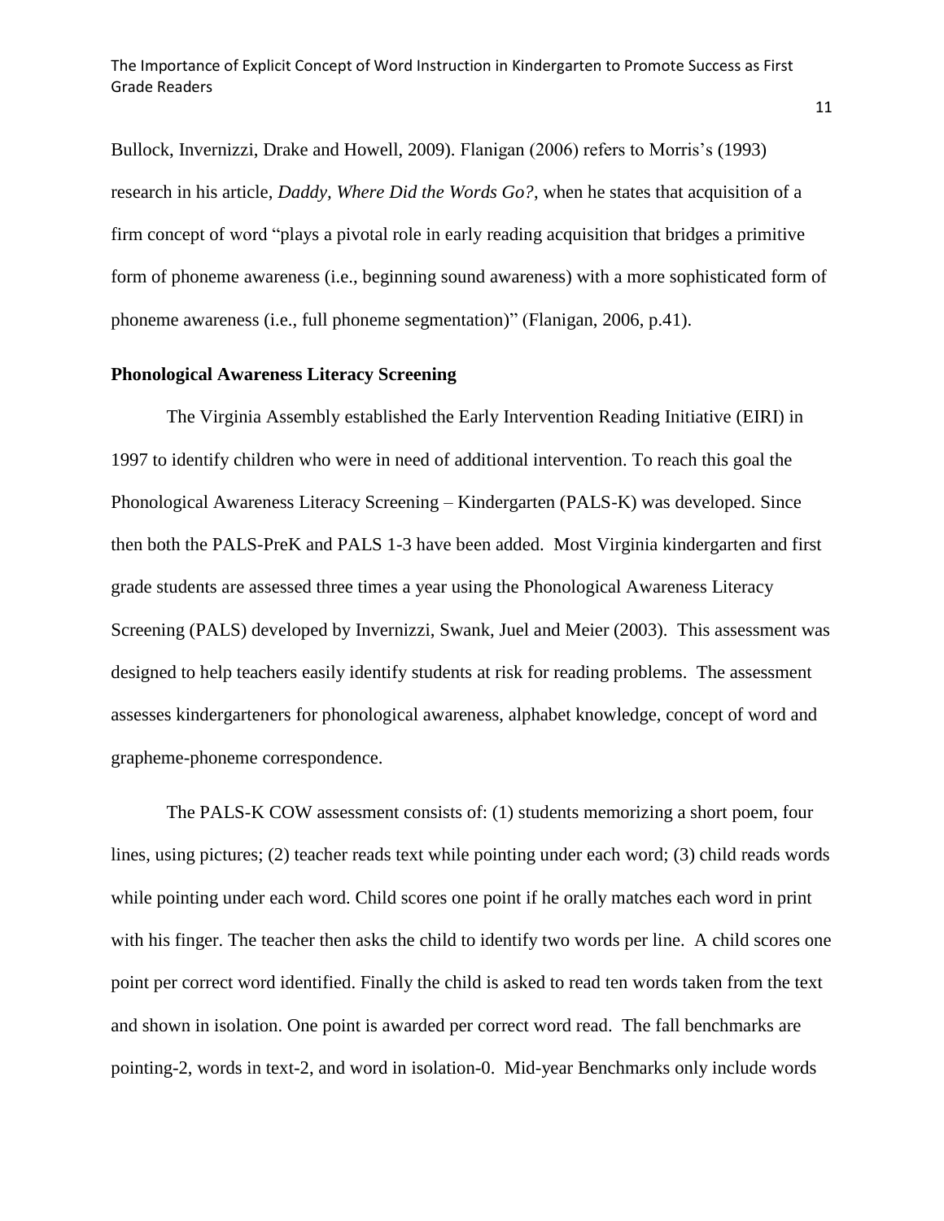Bullock, Invernizzi, Drake and Howell, 2009). Flanigan (2006) refers to Morris's (1993) research in his article, *Daddy, Where Did the Words Go?*, when he states that acquisition of a firm concept of word "plays a pivotal role in early reading acquisition that bridges a primitive form of phoneme awareness (i.e., beginning sound awareness) with a more sophisticated form of phoneme awareness (i.e., full phoneme segmentation)" (Flanigan, 2006, p.41).

**Phonological Awareness Literacy Screening**

The Virginia Assembly established the Early Intervention Reading Initiative (EIRI) in 1997 to identify children who were in need of additional intervention. To reach this goal the Phonological Awareness Literacy Screening – Kindergarten (PALS-K) was developed. Since then both the PALS-PreK and PALS 1-3 have been added. Most Virginia kindergarten and first grade students are assessed three times a year using the Phonological Awareness Literacy Screening (PALS) developed by Invernizzi, Swank, Juel and Meier (2003). This assessment was designed to help teachers easily identify students at risk for reading problems. The assessment assesses kindergarteners for phonological awareness, alphabet knowledge, concept of word and grapheme-phoneme correspondence.

The PALS-K COW assessment consists of: (1) students memorizing a short poem, four lines, using pictures; (2) teacher reads text while pointing under each word; (3) child reads words while pointing under each word. Child scores one point if he orally matches each word in print with his finger. The teacher then asks the child to identify two words per line. A child scores one point per correct word identified. Finally the child is asked to read ten words taken from the text and shown in isolation. One point is awarded per correct word read. The fall benchmarks are pointing-2, words in text-2, and word in isolation-0. Mid-year Benchmarks only include words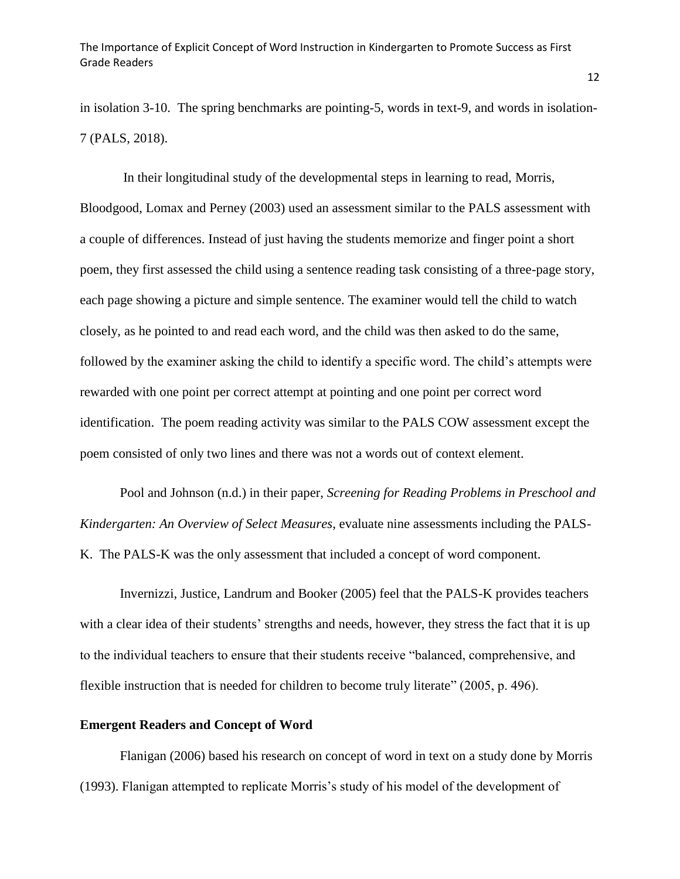in isolation 3-10. The spring benchmarks are pointing-5, words in text-9, and words in isolation-7 (PALS, 2018).

In their longitudinal study of the developmental steps in learning to read, Morris, Bloodgood, Lomax and Perney (2003) used an assessment similar to the PALS assessment with a couple of differences. Instead of just having the students memorize and finger point a short poem, they first assessed the child using a sentence reading task consisting of a three-page story, each page showing a picture and simple sentence. The examiner would tell the child to watch closely, as he pointed to and read each word, and the child was then asked to do the same, followed by the examiner asking the child to identify a specific word. The child's attempts were rewarded with one point per correct attempt at pointing and one point per correct word identification. The poem reading activity was similar to the PALS COW assessment except the poem consisted of only two lines and there was not a words out of context element.

Pool and Johnson (n.d.) in their paper, *Screening for Reading Problems in Preschool and Kindergarten: An Overview of Select Measures*, evaluate nine assessments including the PALS-K. The PALS-K was the only assessment that included a concept of word component.

Invernizzi, Justice, Landrum and Booker (2005) feel that the PALS-K provides teachers with a clear idea of their students' strengths and needs, however, they stress the fact that it is up to the individual teachers to ensure that their students receive "balanced, comprehensive, and flexible instruction that is needed for children to become truly literate" (2005, p. 496).

**Emergent Readers and Concept of Word**

Flanigan (2006) based his research on concept of word in text on a study done by Morris (1993). Flanigan attempted to replicate Morris's study of his model of the development of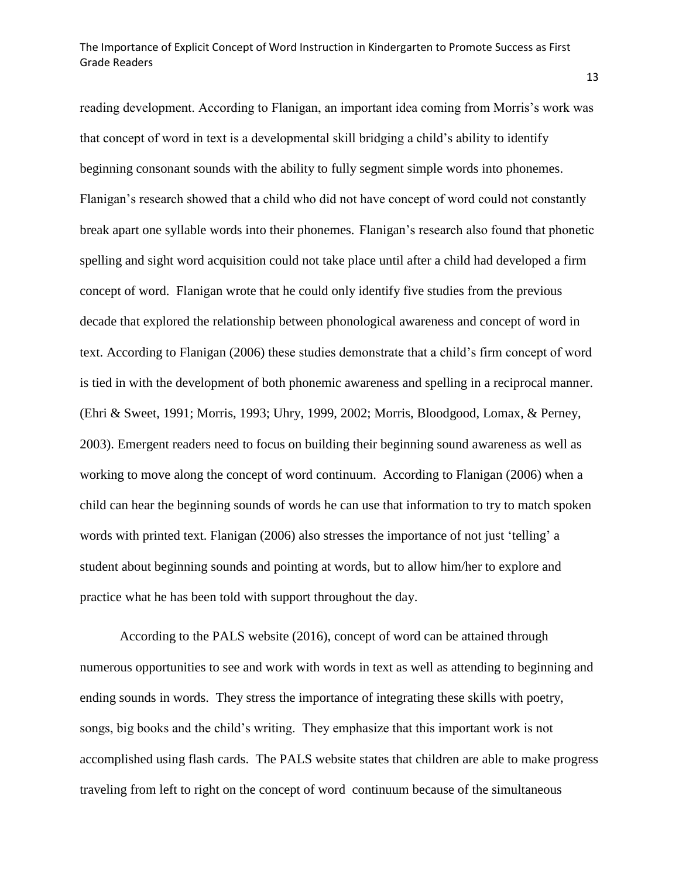reading development. According to Flanigan, an important idea coming from Morris's work was that concept of word in text is a developmental skill bridging a child's ability to identify beginning consonant sounds with the ability to fully segment simple words into phonemes. Flanigan's research showed that a child who did not have concept of word could not constantly break apart one syllable words into their phonemes. Flanigan's research also found that phonetic spelling and sight word acquisition could not take place until after a child had developed a firm concept of word. Flanigan wrote that he could only identify five studies from the previous decade that explored the relationship between phonological awareness and concept of word in text. According to Flanigan (2006) these studies demonstrate that a child's firm concept of word is tied in with the development of both phonemic awareness and spelling in a reciprocal manner. (Ehri & Sweet, 1991; Morris, 1993; Uhry, 1999, 2002; Morris, Bloodgood, Lomax, & Perney, 2003). Emergent readers need to focus on building their beginning sound awareness as well as working to move along the concept of word continuum. According to Flanigan (2006) when a child can hear the beginning sounds of words he can use that information to try to match spoken words with printed text. Flanigan (2006) also stresses the importance of not just 'telling' a student about beginning sounds and pointing at words, but to allow him/her to explore and practice what he has been told with support throughout the day.

According to the PALS website (2016), concept of word can be attained through numerous opportunities to see and work with words in text as well as attending to beginning and ending sounds in words. They stress the importance of integrating these skills with poetry, songs, big books and the child's writing. They emphasize that this important work is not accomplished using flash cards. The PALS website states that children are able to make progress traveling from left to right on the concept of word continuum because of the simultaneous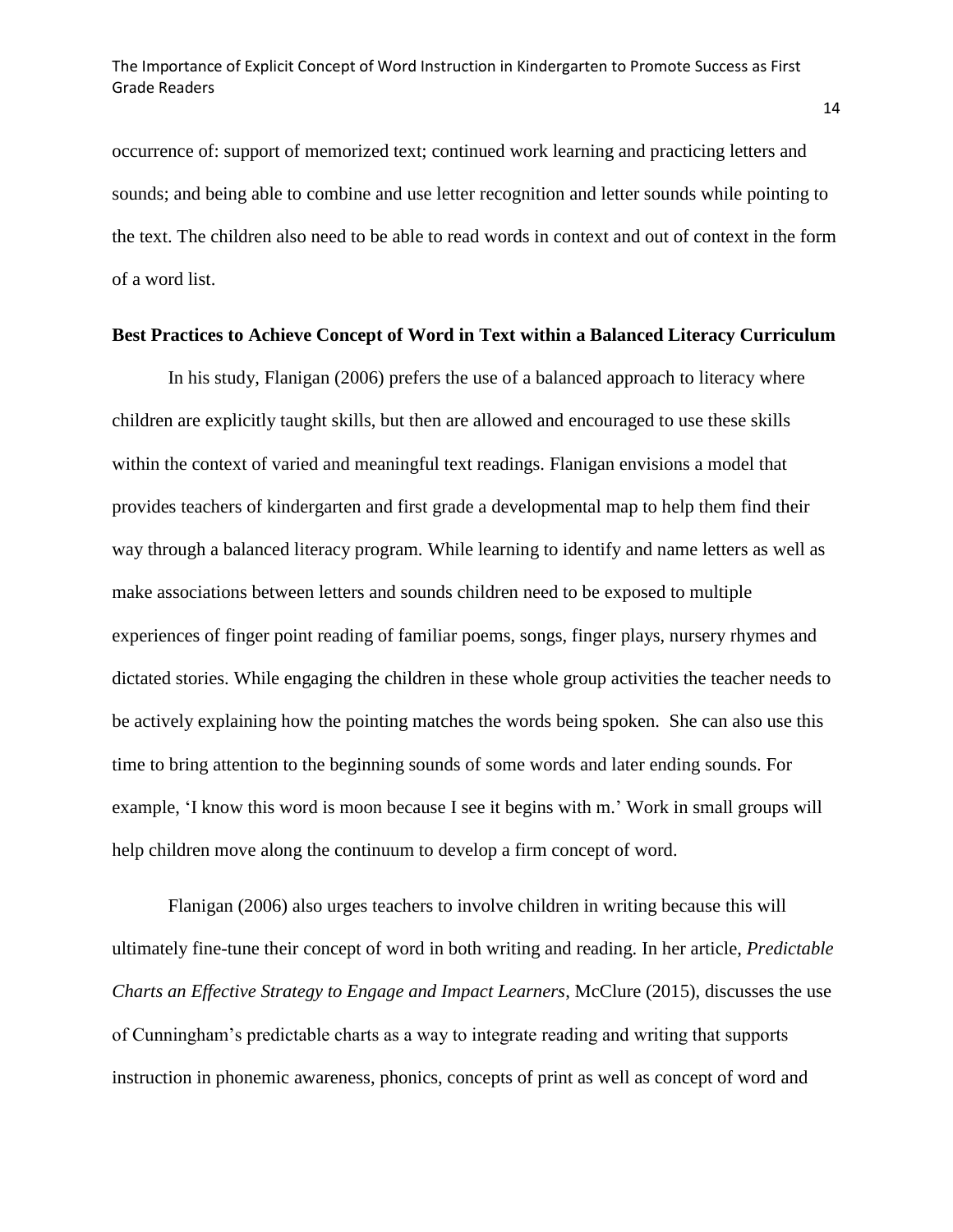occurrence of: support of memorized text; continued work learning and practicing letters and sounds; and being able to combine and use letter recognition and letter sounds while pointing to the text. The children also need to be able to read words in context and out of context in the form of a word list.

## Best Practices to Achieve Concept of Word in Text within a Balanced Literacy Curriculum

In his study, Flanigan (2006) prefers the use of a balanced approach to literacy where children are explicitly taught skills, but then are allowed and encouraged to use these skills within the context of varied and meaningful text readings. Flanigan envisions a model that provides teachers of kindergarten and first grade a developmental map to help them find their way through a balanced literacy program. While learning to identify and name letters as well as make associations between letters and sounds children need to be exposed to multiple experiences of finger point reading of familiar poems, songs, finger plays, nursery rhymes and dictated stories. While engaging the children in these whole group activities the teacher needs to be actively explaining how the pointing matches the words being spoken. She can also use this time to bring attention to the beginning sounds of some words and later ending sounds. For example, 'I know this word is moon because I see it begins with m.' Work in small groups will help children move along the continuum to develop a firm concept of word.

Flanigan (2006) also urges teachers to involve children in writing because this will ultimately fine-tune their concept of word in both writing and reading. In her article, *Predictable Charts an Effective Strategy to Engage and Impact Learners*, McClure (2015), discusses the use of Cunningham's predictable charts as a way to integrate reading and writing that supports instruction in phonemic awareness, phonics, concepts of print as well as concept of word and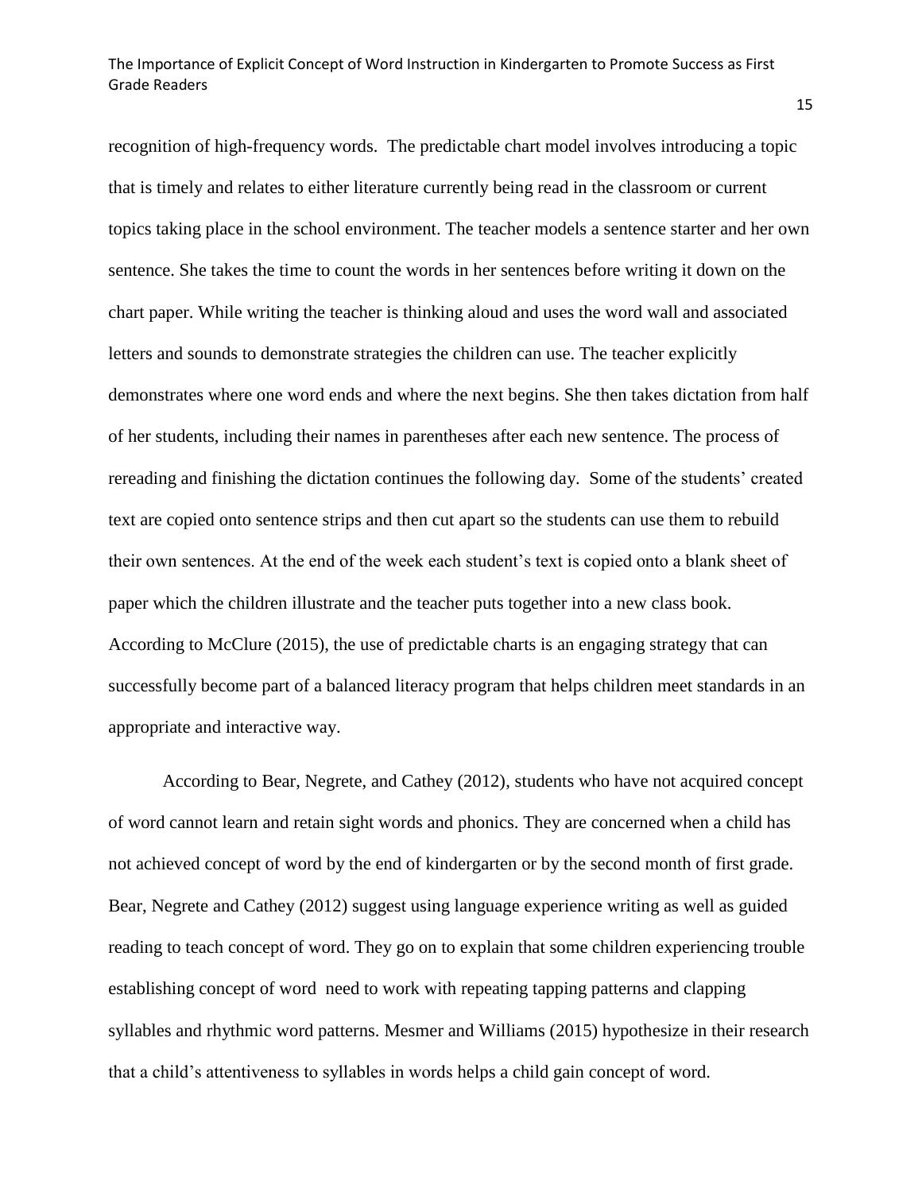recognition of high-frequency words. The predictable chart model involves introducing a topic that is timely and relates to either literature currently being read in the classroom or current topics taking place in the school environment. The teacher models a sentence starter and her own sentence. She takes the time to count the words in her sentences before writing it down on the chart paper. While writing the teacher is thinking aloud and uses the word wall and associated letters and sounds to demonstrate strategies the children can use. The teacher explicitly demonstrates where one word ends and where the next begins. She then takes dictation from half of her students, including their names in parentheses after each new sentence. The process of rereading and finishing the dictation continues the following day. Some of the students' created text are copied onto sentence strips and then cut apart so the students can use them to rebuild their own sentences. At the end of the week each student's text is copied onto a blank sheet of paper which the children illustrate and the teacher puts together into a new class book. According to McClure (2015), the use of predictable charts is an engaging strategy that can successfully become part of a balanced literacy program that helps children meet standards in an appropriate and interactive way.

According to Bear, Negrete, and Cathey (2012), students who have not acquired concept of word cannot learn and retain sight words and phonics. They are concerned when a child has not achieved concept of word by the end of kindergarten or by the second month of first grade. Bear, Negrete and Cathey (2012) suggest using language experience writing as well as guided reading to teach concept of word. They go on to explain that some children experiencing trouble establishing concept of word need to work with repeating tapping patterns and clapping syllables and rhythmic word patterns. Mesmer and Williams (2015) hypothesize in their research that a child's attentiveness to syllables in words helps a child gain concept of word.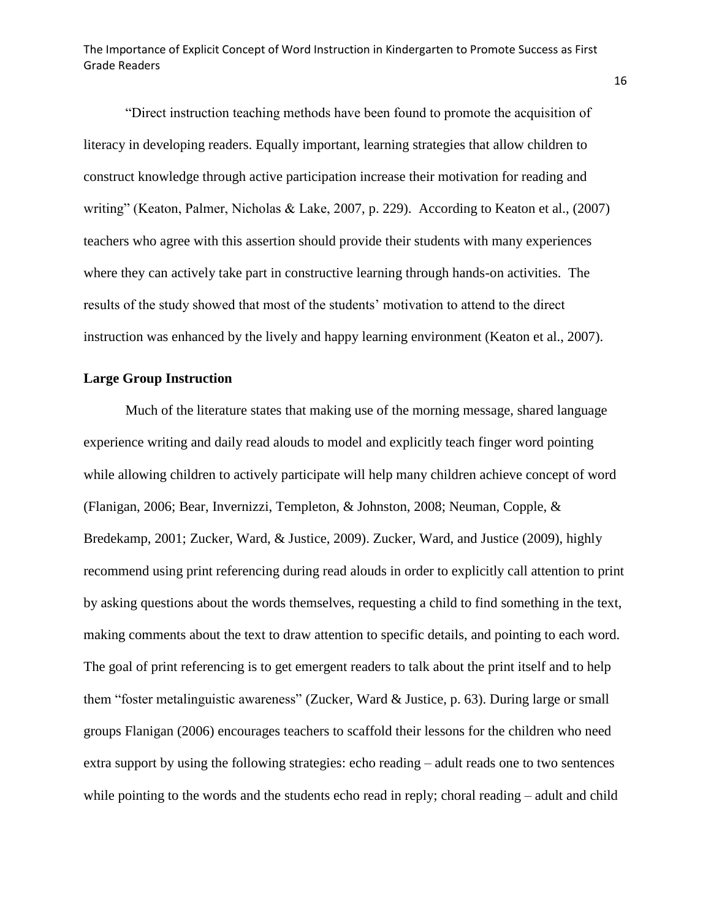"Direct instruction teaching methods have been found to promote the acquisition of literacy in developing readers. Equally important, learning strategies that allow children to construct knowledge through active participation increase their motivation for reading and writing" (Keaton, Palmer, Nicholas & Lake, 2007, p. 229). According to Keaton et al., (2007) teachers who agree with this assertion should provide their students with many experiences where they can actively take part in constructive learning through hands-on activities. The results of the study showed that most of the students' motivation to attend to the direct instruction was enhanced by the lively and happy learning environment (Keaton et al., 2007).

**Large Group Instruction**

Much of the literature states that making use of the morning message, shared language experience writing and daily read alouds to model and explicitly teach finger word pointing while allowing children to actively participate will help many children achieve concept of word (Flanigan, 2006; Bear, Invernizzi, Templeton, & Johnston, 2008; Neuman, Copple, & Bredekamp, 2001; Zucker, Ward, & Justice, 2009). Zucker, Ward, and Justice (2009), highly recommend using print referencing during read alouds in order to explicitly call attention to print by asking questions about the words themselves, requesting a child to find something in the text, making comments about the text to draw attention to specific details, and pointing to each word. The goal of print referencing is to get emergent readers to talk about the print itself and to help them "foster metalinguistic awareness" (Zucker, Ward & Justice, p. 63). During large or small groups Flanigan (2006) encourages teachers to scaffold their lessons for the children who need extra support by using the following strategies: echo reading – adult reads one to two sentences while pointing to the words and the students echo read in reply; choral reading – adult and child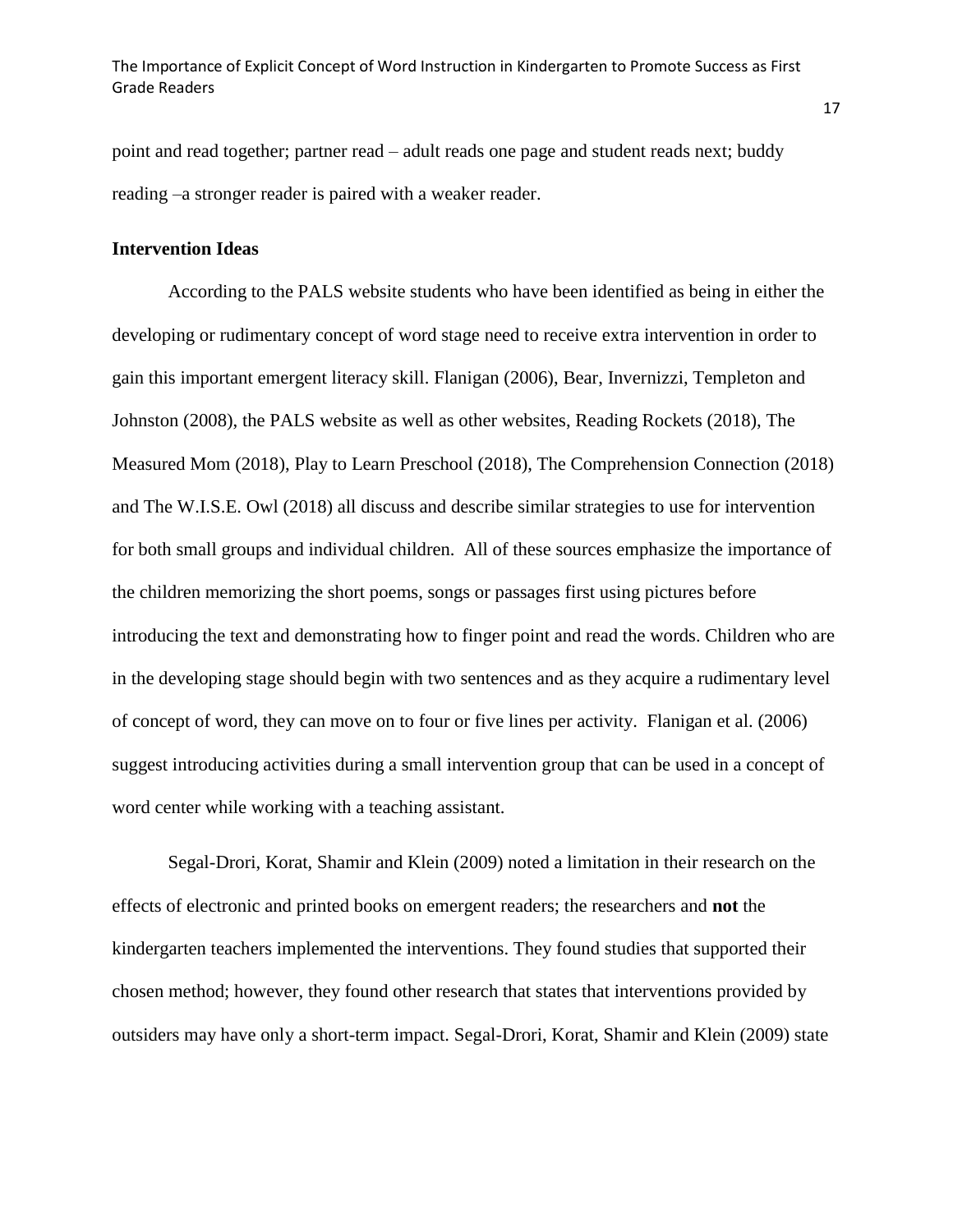point and read together; partner read – adult reads one page and student reads next; buddy reading –a stronger reader is paired with a weaker reader.

**Intervention Ideas**

According to the PALS website students who have been identified as being in either the developing or rudimentary concept of word stage need to receive extra intervention in order to gain this important emergent literacy skill. Flanigan (2006), Bear, Invernizzi, Templeton and Johnston (2008), the PALS website as well as other websites, Reading Rockets (2018), The Measured Mom (2018), Play to Learn Preschool (2018), The Comprehension Connection (2018) and The W.I.S.E. Owl (2018) all discuss and describe similar strategies to use for intervention for both small groups and individual children. All of these sources emphasize the importance of the children memorizing the short poems, songs or passages first using pictures before introducing the text and demonstrating how to finger point and read the words. Children who are in the developing stage should begin with two sentences and as they acquire a rudimentary level of concept of word, they can move on to four or five lines per activity. Flanigan et al. (2006) suggest introducing activities during a small intervention group that can be used in a concept of word center while working with a teaching assistant.

Segal-Drori, Korat, Shamir and Klein (2009) noted a limitation in their research on the effects of electronic and printed books on emergent readers; the researchers and **not** the kindergarten teachers implemented the interventions. They found studies that supported their chosen method; however, they found other research that states that interventions provided by outsiders may have only a short-term impact. Segal-Drori, Korat, Shamir and Klein (2009) state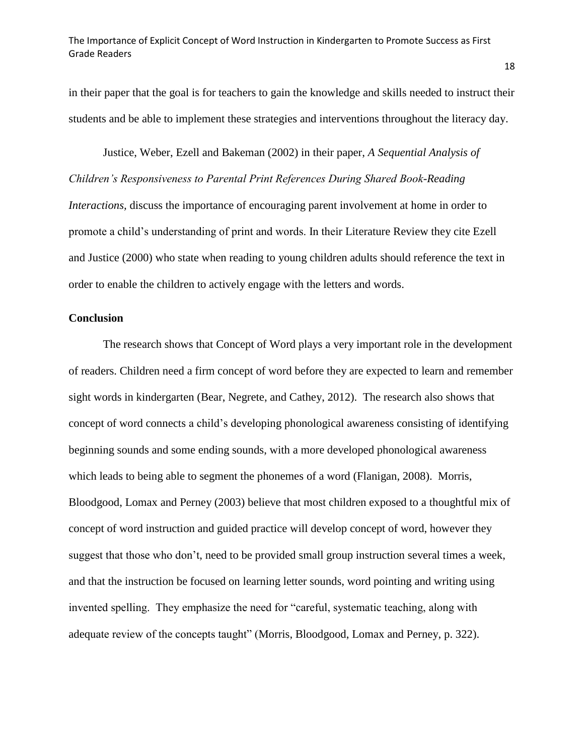in their paper that the goal is for teachers to gain the knowledge and skills needed to instruct their students and be able to implement these strategies and interventions throughout the literacy day.

Justice, Weber, Ezell and Bakeman (2002) in their paper, *A Sequential Analysis of Children's Responsiveness to Parental Print References During Shared Book-Reading Interactions,* discuss the importance of encouraging parent involvement at home in order to promote a child's understanding of print and words. In their Literature Review they cite Ezell and Justice (2000) who state when reading to young children adults should reference the text in order to enable the children to actively engage with the letters and words.

**Conclusion**

The research shows that Concept of Word plays a very important role in the development of readers. Children need a firm concept of word before they are expected to learn and remember sight words in kindergarten (Bear, Negrete, and Cathey, 2012). The research also shows that concept of word connects a child's developing phonological awareness consisting of identifying beginning sounds and some ending sounds, with a more developed phonological awareness which leads to being able to segment the phonemes of a word (Flanigan, 2008). Morris, Bloodgood, Lomax and Perney (2003) believe that most children exposed to a thoughtful mix of concept of word instruction and guided practice will develop concept of word, however they suggest that those who don't, need to be provided small group instruction several times a week, and that the instruction be focused on learning letter sounds, word pointing and writing using invented spelling. They emphasize the need for "careful, systematic teaching, along with adequate review of the concepts taught" (Morris, Bloodgood, Lomax and Perney, p. 322).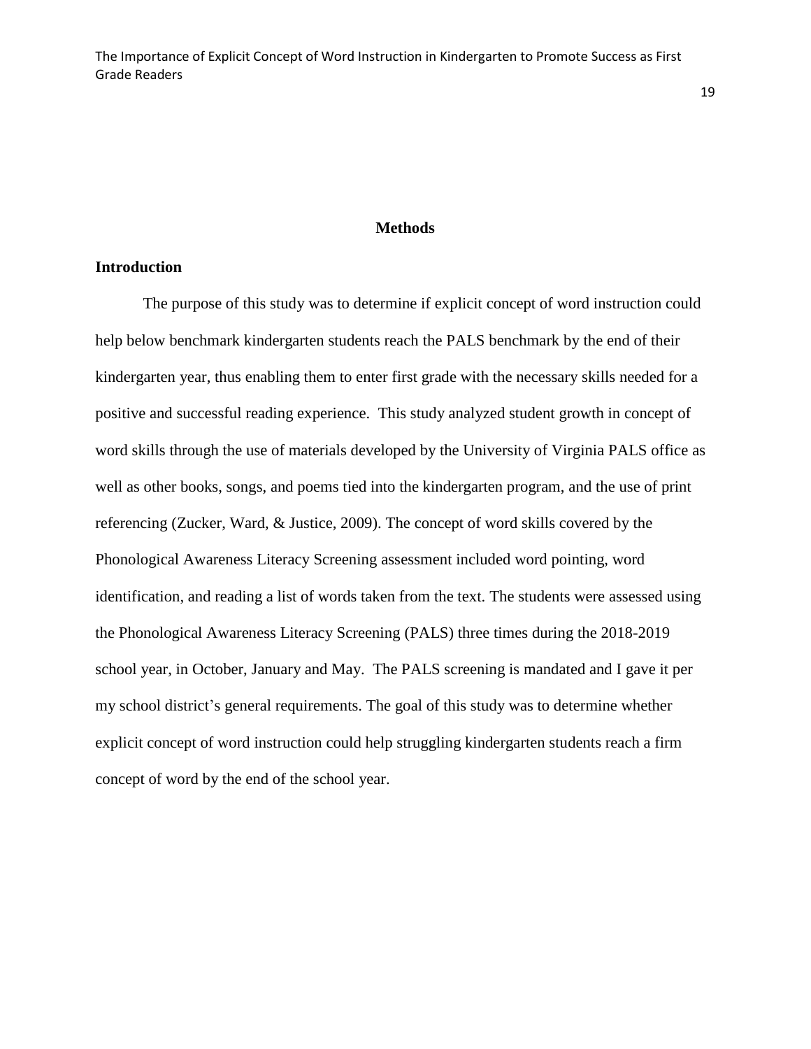# Methods

## Introduction

The purpose of this study was to determine if explicit concept of word instruction could help below benchmark kindergarten students reach the PALS benchmark by the end of their kindergarten year, thus enabling them to enter first grade with the necessary skills needed for a positive and successful reading experience. This study analyzed student growth in concept of word skills through the use of materials developed by the University of Virginia PALS office as well as other books, songs, and poems tied into the kindergarten program, and the use of print referencing (Zucker, Ward, & Justice, 2009). The concept of word skills covered by the Phonological Awareness Literacy Screening assessment included word pointing, word identification, and reading a list of words taken from the text. The students were assessed using the Phonological Awareness Literacy Screening (PALS) three times during the 2018-2019 school year, in October, January and May. The PALS screening is mandated and I gave it per my school district's general requirements. The goal of this study was to determine whether explicit concept of word instruction could help struggling kindergarten students reach a firm concept of word by the end of the school year.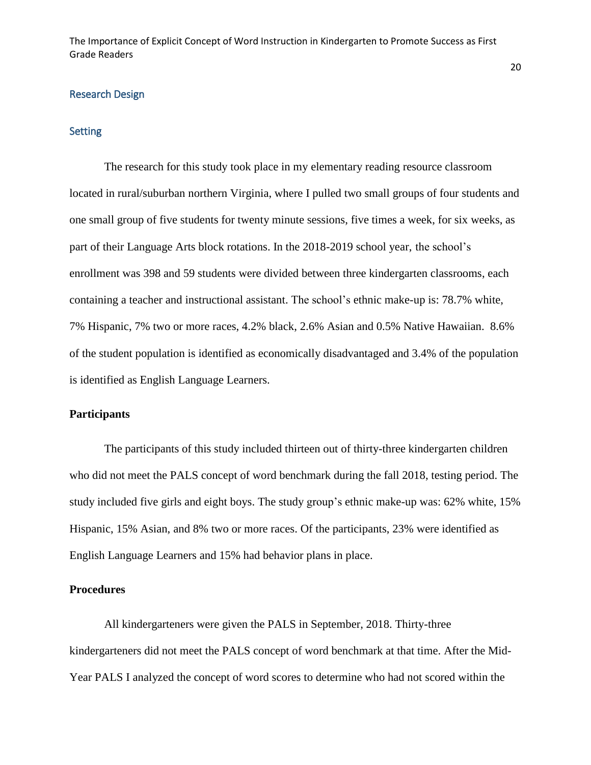## Research Design

### Setting

The research for this study took place in my elementary reading resource classroom located in rural/suburban northern Virginia, where I pulled two small groups of four students and one small group of five students for twenty minute sessions, five times a week, for six weeks, as part of their Language Arts block rotations. In the 2018-2019 school year, the school's enrollment was 398 and 59 students were divided between three kindergarten classrooms, each containing a teacher and instructional assistant. The school's ethnic make-up is: 78.7% white, 7% Hispanic, 7% two or more races, 4.2% black, 2.6% Asian and 0.5% Native Hawaiian. 8.6% of the student population is identified as economically disadvantaged and 3.4% of the population is identified as English Language Learners.

### Participants

The participants of this study included thirteen out of thirty-three kindergarten children who did not meet the PALS concept of word benchmark during the fall 2018, testing period. The study included five girls and eight boys. The study group's ethnic make-up was: 62% white, 15% Hispanic, 15% Asian, and 8% two or more races. Of the participants, 23% were identified as English Language Learners and 15% had behavior plans in place.

### Procedures

All kindergarteners were given the PALS in September, 2018. Thirty-three kindergarteners did not meet the PALS concept of word benchmark at that time. After the Mid-Year PALS I analyzed the concept of word scores to determine who had not scored within the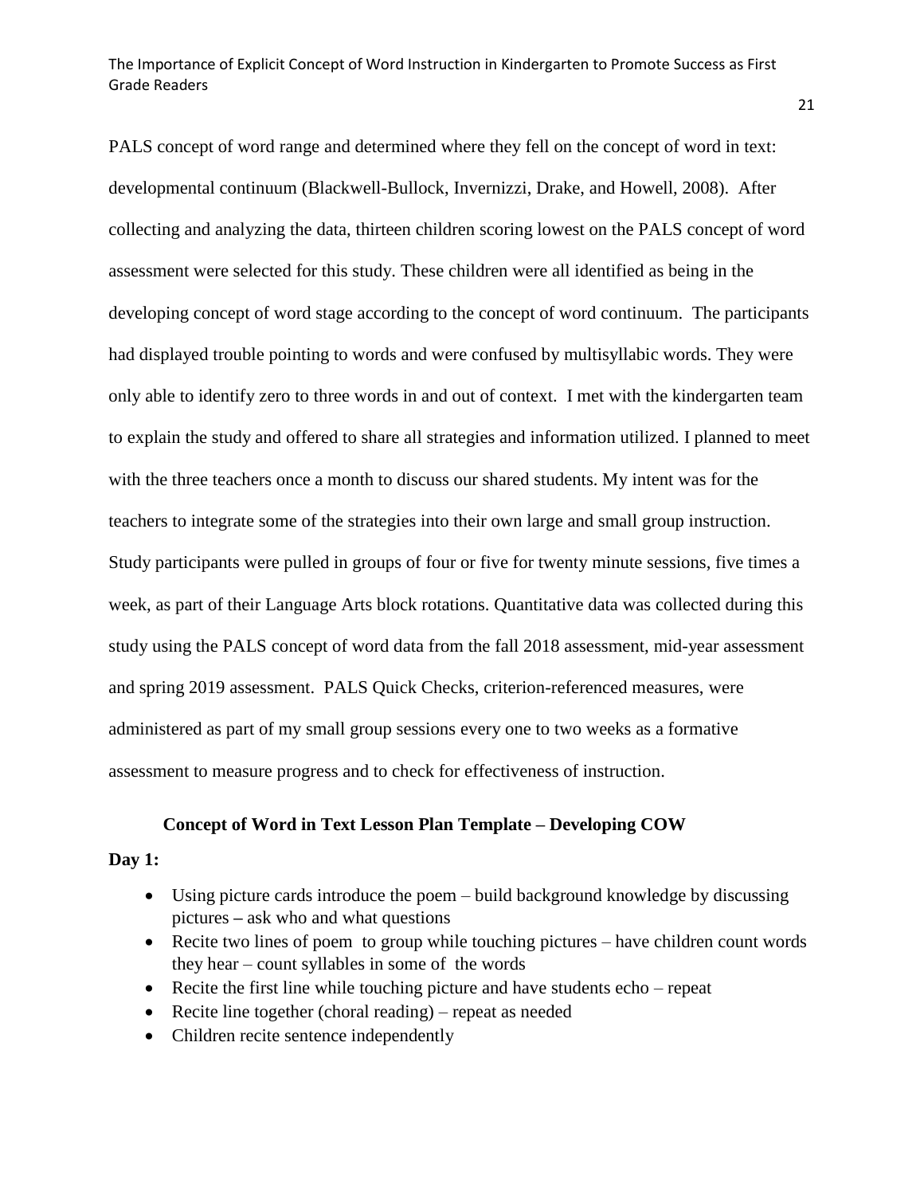PALS concept of word range and determined where they fell on the concept of word in text: developmental continuum (Blackwell-Bullock, Invernizzi, Drake, and Howell, 2008). After collecting and analyzing the data, thirteen children scoring lowest on the PALS concept of word assessment were selected for this study. These children were all identified as being in the developing concept of word stage according to the concept of word continuum. The participants had displayed trouble pointing to words and were confused by multisyllabic words. They were only able to identify zero to three words in and out of context. I met with the kindergarten team to explain the study and offered to share all strategies and information utilized. I planned to meet with the three teachers once a month to discuss our shared students. My intent was for the teachers to integrate some of the strategies into their own large and small group instruction. Study participants were pulled in groups of four or five for twenty minute sessions, five times a week, as part of their Language Arts block rotations. Quantitative data was collected during this study using the PALS concept of word data from the fall 2018 assessment, mid-year assessment and spring 2019 assessment. PALS Quick Checks, criterion-referenced measures, were administered as part of my small group sessions every one to two weeks as a formative assessment to measure progress and to check for effectiveness of instruction.

**Concept of Word in Text Lesson Plan Template – Developing COW**

**Day 1:**

- Using picture cards introduce the poem – build background knowledge by discussing pictures – ask who and what questions
- Recite two lines of poem to group while touching pictures – have children count words they hear – count syllables in some of the words
- Recite the first line while touching picture and have students echo – repeat
- Recite line together (choral reading) – repeat as needed
- Children recite sentence independently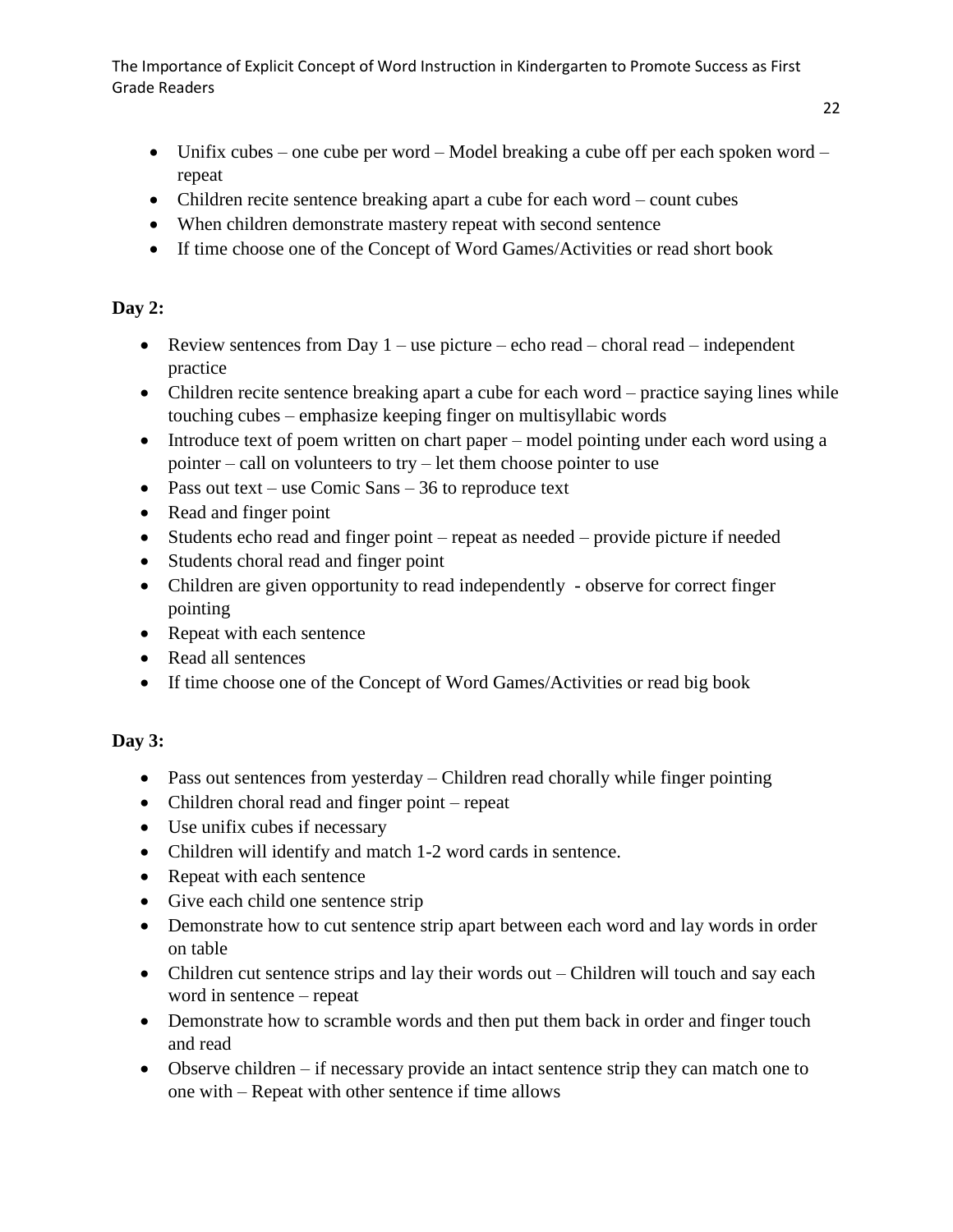- Unifix cubes – one cube per word – Model breaking a cube off per each spoken word – repeat
- Children recite sentence breaking apart a cube for each word – count cubes
- When children demonstrate mastery repeat with second sentence
- If time choose one of the Concept of Word Games/Activities or read short book

**Day 2:**

- Review sentences from Day 1 – use picture – echo read – choral read – independent practice
- Children recite sentence breaking apart a cube for each word – practice saying lines while touching cubes – emphasize keeping finger on multisyllabic words
- Introduce text of poem written on chart paper – model pointing under each word using a pointer – call on volunteers to try – let them choose pointer to use
- Pass out text – use Comic Sans – 36 to reproduce text
- Read and finger point
- Students echo read and finger point – repeat as needed – provide picture if needed
- Students choral read and finger point
- Children are given opportunity to read independently - observe for correct finger pointing
- Repeat with each sentence
- Read all sentences
- If time choose one of the Concept of Word Games/Activities or read big book

**Day 3:**

- Pass out sentences from yesterday – Children read chorally while finger pointing
- Children choral read and finger point – repeat
- Use unifix cubes if necessary
- Children will identify and match 1-2 word cards in sentence.
- Repeat with each sentence
- Give each child one sentence strip
- Demonstrate how to cut sentence strip apart between each word and lay words in order on table
- Children cut sentence strips and lay their words out – Children will touch and say each word in sentence – repeat
- Demonstrate how to scramble words and then put them back in order and finger touch and read
- Observe children – if necessary provide an intact sentence strip they can match one to one with – Repeat with other sentence if time allows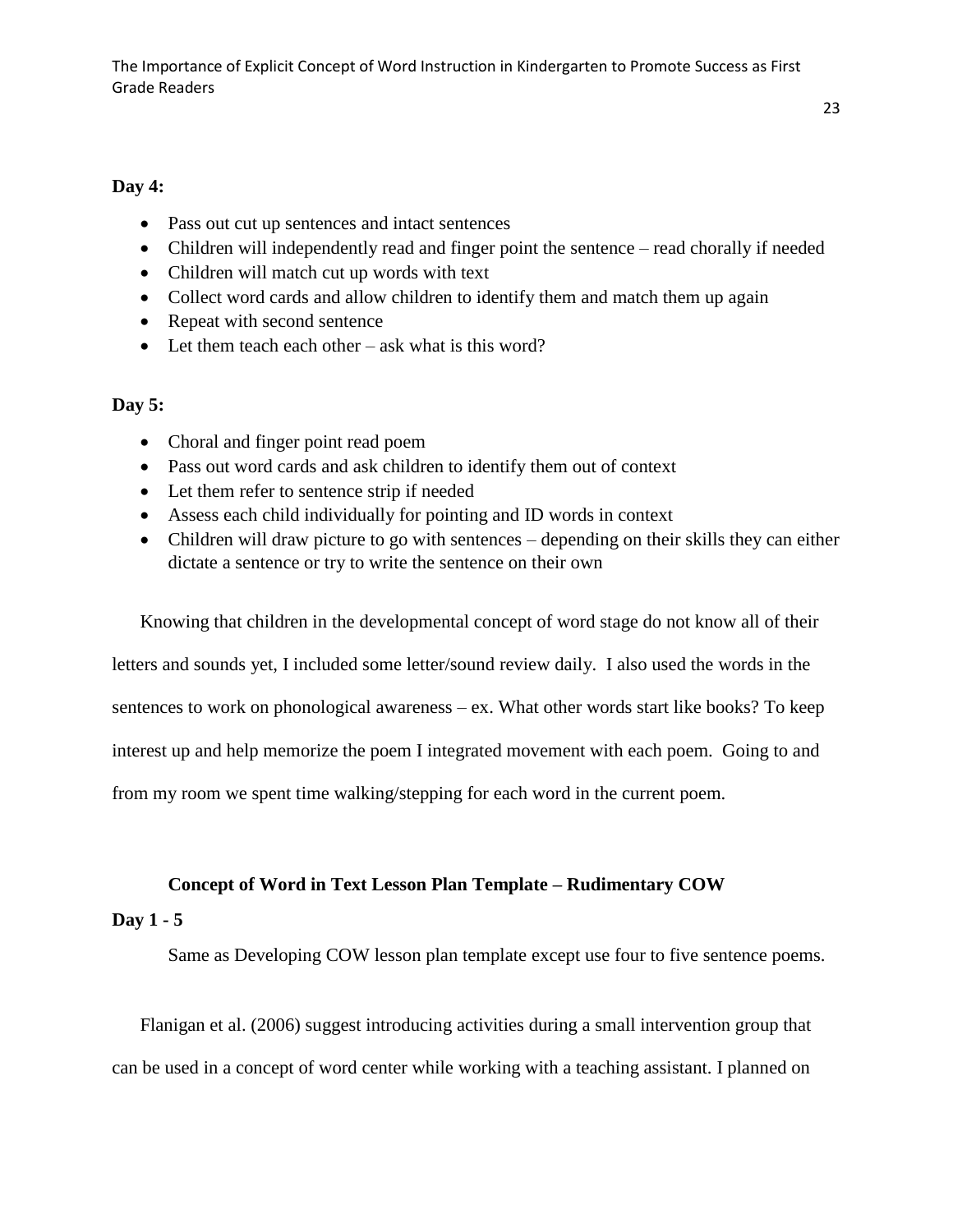**Day 4:**

- Pass out cut up sentences and intact sentences
- Children will independently read and finger point the sentence – read chorally if needed
- Children will match cut up words with text
- Collect word cards and allow children to identify them and match them up again
- Repeat with second sentence
- Let them teach each other – ask what is this word?

**Day 5:**

- Choral and finger point read poem
- Pass out word cards and ask children to identify them out of context
- Let them refer to sentence strip if needed
- Assess each child individually for pointing and ID words in context
- Children will draw picture to go with sentences – depending on their skills they can either dictate a sentence or try to write the sentence on their own

Knowing that children in the developmental concept of word stage do not know all of their letters and sounds yet, I included some letter/sound review daily. I also used the words in the sentences to work on phonological awareness – ex. What other words start like books? To keep interest up and help memorize the poem I integrated movement with each poem. Going to and from my room we spent time walking/stepping for each word in the current poem.

**Concept of Word in Text Lesson Plan Template – Rudimentary COW**

**Day 1 - 5**

Same as Developing COW lesson plan template except use four to five sentence poems.

Flanigan et al. (2006) suggest introducing activities during a small intervention group that can be used in a concept of word center while working with a teaching assistant. I planned on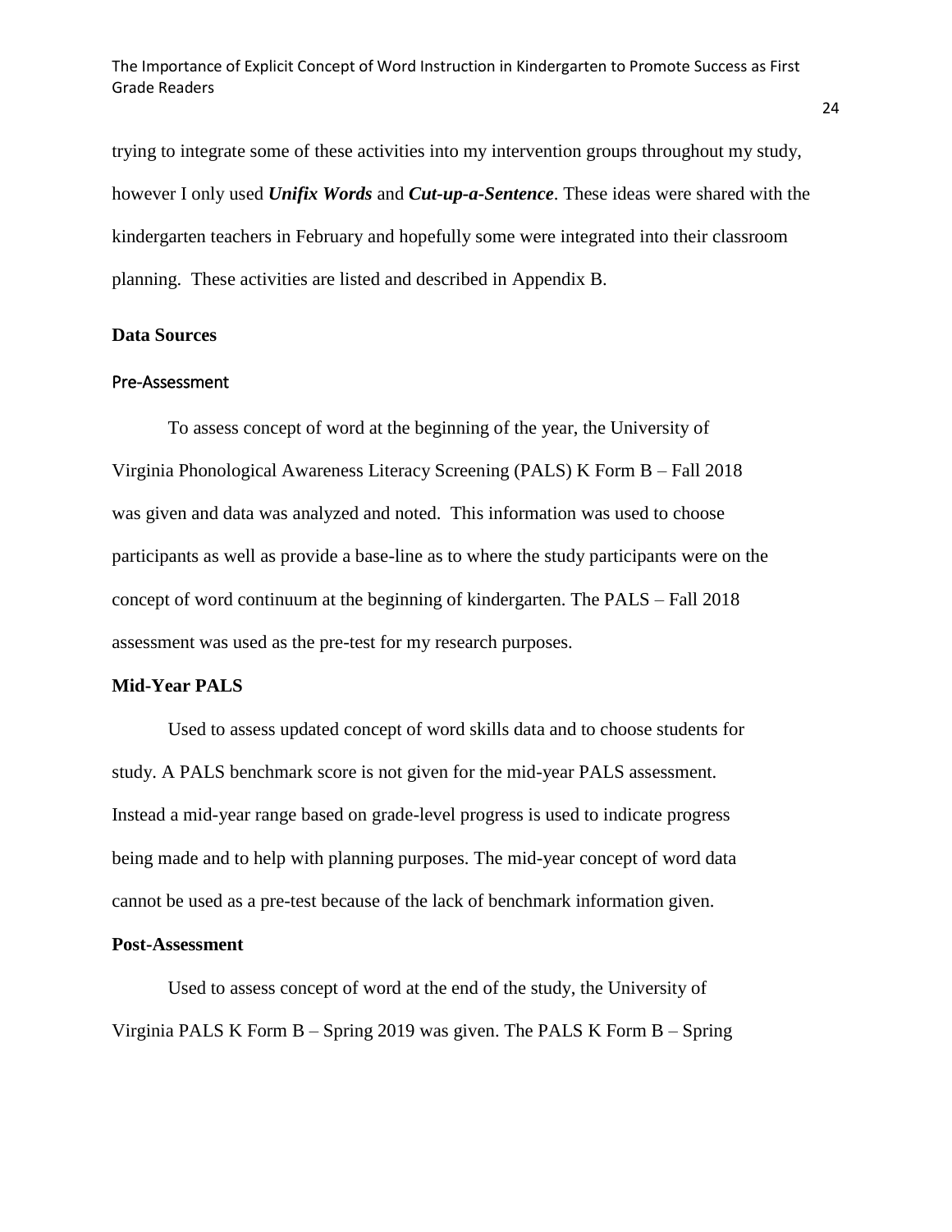trying to integrate some of these activities into my intervention groups throughout my study, however I only used ***Unifix Words*** and ***Cut-up-a-Sentence***. These ideas were shared with the kindergarten teachers in February and hopefully some were integrated into their classroom planning. These activities are listed and described in Appendix B.

## Data Sources

### Pre-Assessment

To assess concept of word at the beginning of the year, the University of Virginia Phonological Awareness Literacy Screening (PALS) K Form B – Fall 2018 was given and data was analyzed and noted. This information was used to choose participants as well as provide a base-line as to where the study participants were on the concept of word continuum at the beginning of kindergarten. The PALS – Fall 2018 assessment was used as the pre-test for my research purposes.

### Mid-Year PALS

Used to assess updated concept of word skills data and to choose students for study. A PALS benchmark score is not given for the mid-year PALS assessment. Instead a mid-year range based on grade-level progress is used to indicate progress being made and to help with planning purposes. The mid-year concept of word data cannot be used as a pre-test because of the lack of benchmark information given.

### Post-Assessment

Used to assess concept of word at the end of the study, the University of Virginia PALS K Form B – Spring 2019 was given. The PALS K Form B – Spring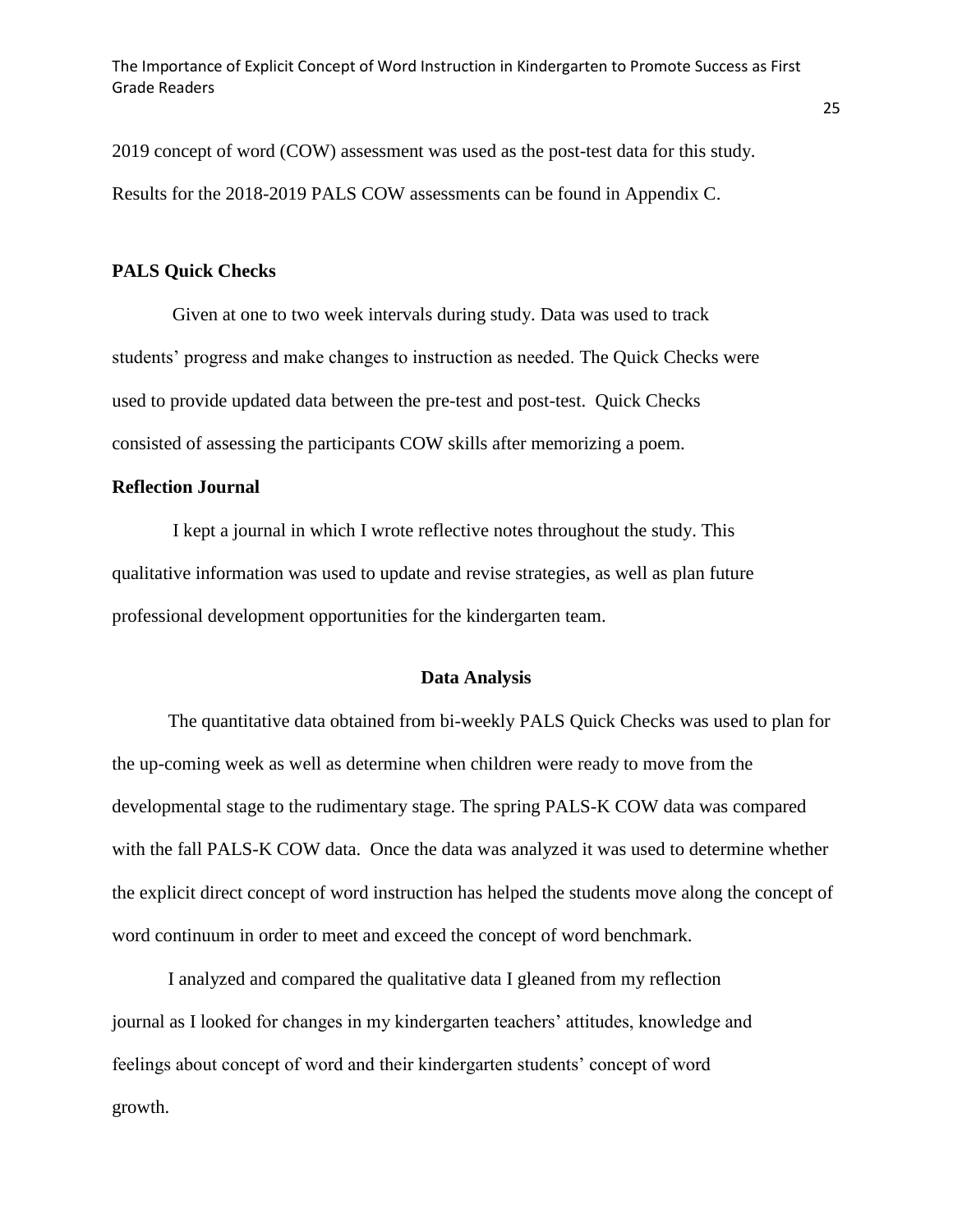2019 concept of word (COW) assessment was used as the post-test data for this study. Results for the 2018-2019 PALS COW assessments can be found in Appendix C.

**PALS Quick Checks**

Given at one to two week intervals during study. Data was used to track students' progress and make changes to instruction as needed. The Quick Checks were used to provide updated data between the pre-test and post-test. Quick Checks consisted of assessing the participants COW skills after memorizing a poem.

**Reflection Journal**

I kept a journal in which I wrote reflective notes throughout the study. This qualitative information was used to update and revise strategies, as well as plan future professional development opportunities for the kindergarten team.

## Data Analysis

The quantitative data obtained from bi-weekly PALS Quick Checks was used to plan for the up-coming week as well as determine when children were ready to move from the developmental stage to the rudimentary stage. The spring PALS-K COW data was compared with the fall PALS-K COW data. Once the data was analyzed it was used to determine whether the explicit direct concept of word instruction has helped the students move along the concept of word continuum in order to meet and exceed the concept of word benchmark.

I analyzed and compared the qualitative data I gleaned from my reflection journal as I looked for changes in my kindergarten teachers' attitudes, knowledge and feelings about concept of word and their kindergarten students' concept of word growth.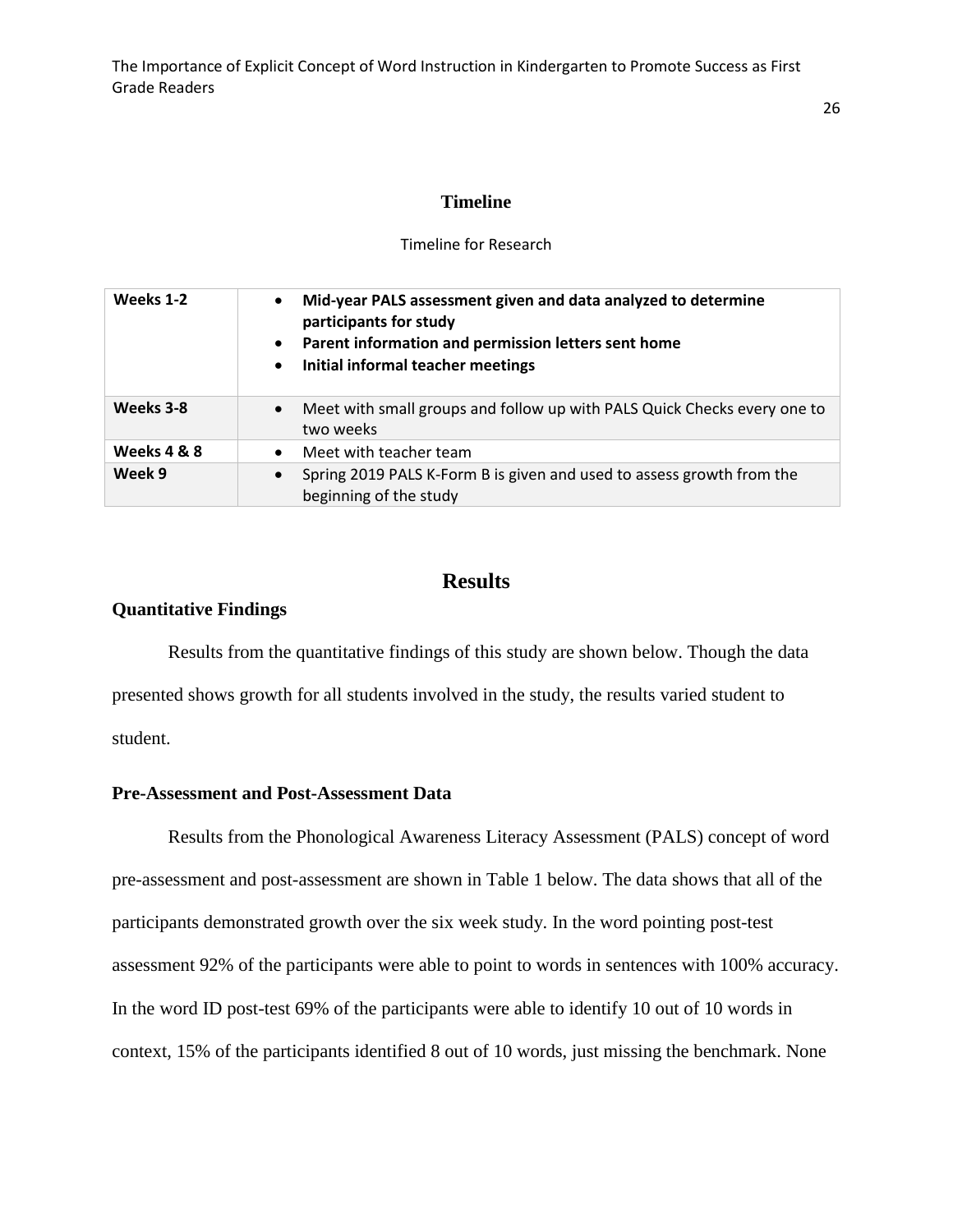### Timeline

Timeline for Research

| | |
|---|---|
| **Weeks 1-2** | • **Mid-year PALS assessment given and data analyzed to determine participants for study**<br>• **Parent information and permission letters sent home**<br>• **Initial informal teacher meetings** |
| **Weeks 3-8** | • Meet with small groups and follow up with PALS Quick Checks every one to two weeks |
| **Weeks 4 & 8** | • Meet with teacher team |
| **Week 9** | • Spring 2019 PALS K-Form B is given and used to assess growth from the beginning of the study |

## Results

### Quantitative Findings

Results from the quantitative findings of this study are shown below. Though the data presented shows growth for all students involved in the study, the results varied student to student.

### Pre-Assessment and Post-Assessment Data

Results from the Phonological Awareness Literacy Assessment (PALS) concept of word pre-assessment and post-assessment are shown in Table 1 below. The data shows that all of the participants demonstrated growth over the six week study. In the word pointing post-test assessment 92% of the participants were able to point to words in sentences with 100% accuracy. In the word ID post-test 69% of the participants were able to identify 10 out of 10 words in context, 15% of the participants identified 8 out of 10 words, just missing the benchmark. None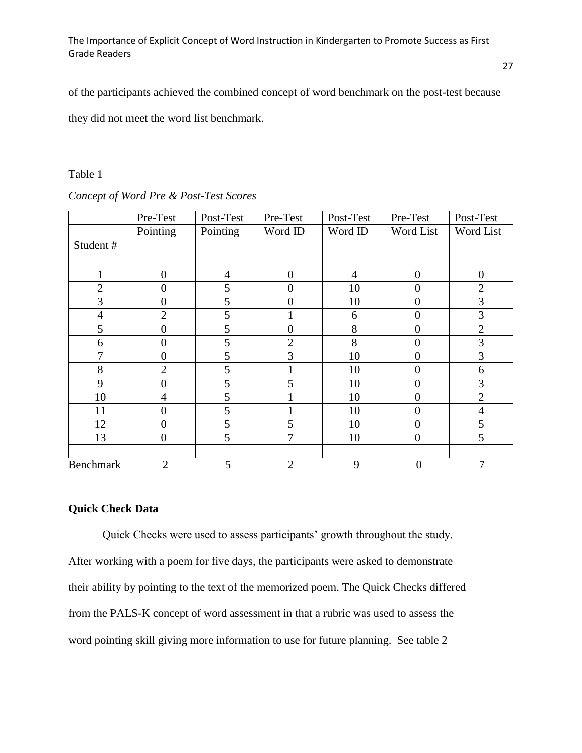of the participants achieved the combined concept of word benchmark on the post-test because they did not meet the word list benchmark.

Table 1

*Concept of Word Pre & Post-Test Scores*

| | Pre-Test Pointing | Post-Test Pointing | Pre-Test Word ID | Post-Test Word ID | Pre-Test Word List | Post-Test Word List |
|---|---|---|---|---|---|---|
| Student # | | | | | | |
| | | | | | | |
| 1 | 0 | 4 | 0 | 4 | 0 | 0 |
| 2 | 0 | 5 | 0 | 10 | 0 | 2 |
| 3 | 0 | 5 | 0 | 10 | 0 | 3 |
| 4 | 2 | 5 | 1 | 6 | 0 | 3 |
| 5 | 0 | 5 | 0 | 8 | 0 | 2 |
| 6 | 0 | 5 | 2 | 8 | 0 | 3 |
| 7 | 0 | 5 | 3 | 10 | 0 | 3 |
| 8 | 2 | 5 | 1 | 10 | 0 | 6 |
| 9 | 0 | 5 | 5 | 10 | 0 | 3 |
| 10 | 4 | 5 | 1 | 10 | 0 | 2 |
| 11 | 0 | 5 | 1 | 10 | 0 | 4 |
| 12 | 0 | 5 | 5 | 10 | 0 | 5 |
| 13 | 0 | 5 | 7 | 10 | 0 | 5 |
| | | | | | | |
| Benchmark | 2 | 5 | 2 | 9 | 0 | 7 |

**Quick Check Data**

Quick Checks were used to assess participants' growth throughout the study. After working with a poem for five days, the participants were asked to demonstrate their ability by pointing to the text of the memorized poem. The Quick Checks differed from the PALS-K concept of word assessment in that a rubric was used to assess the word pointing skill giving more information to use for future planning. See table 2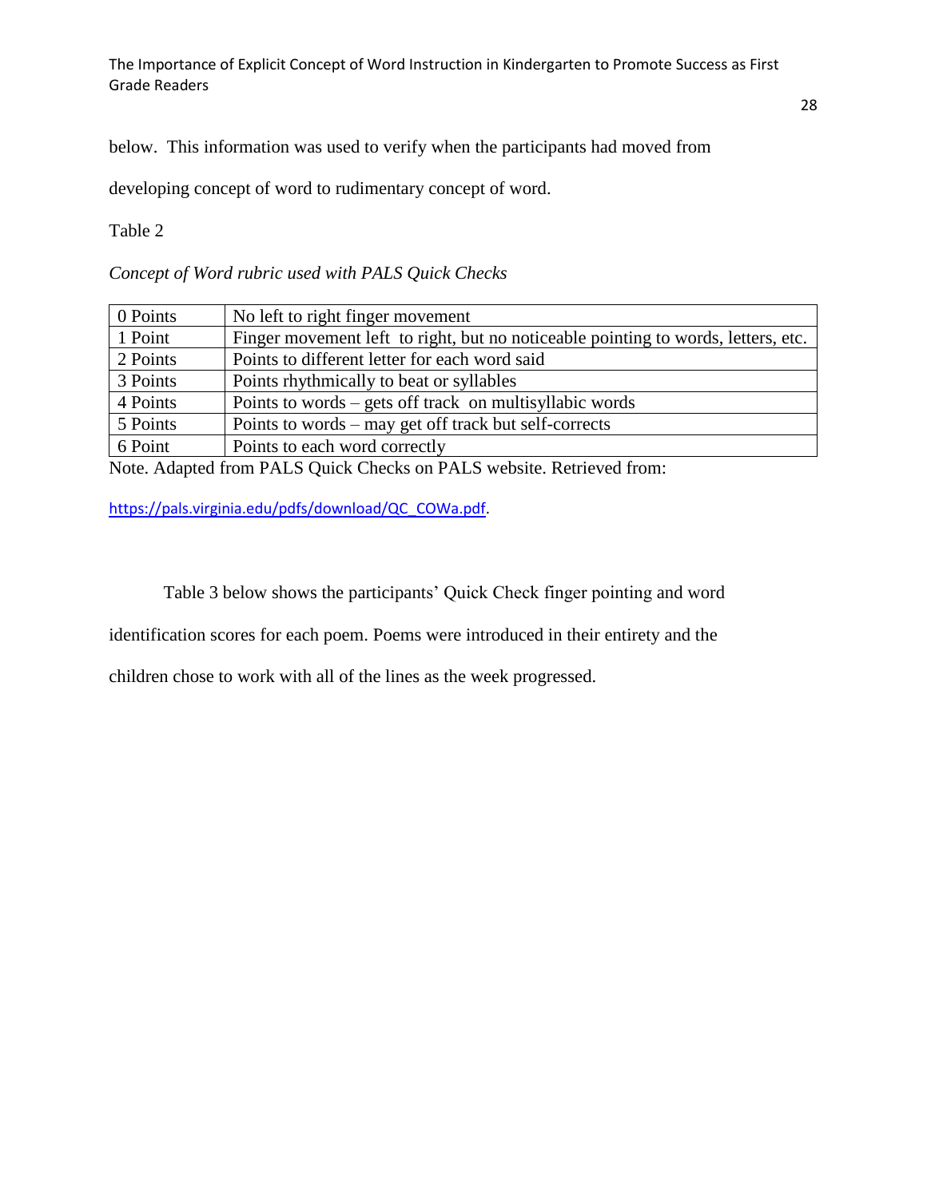below. This information was used to verify when the participants had moved from developing concept of word to rudimentary concept of word.

Table 2

*Concept of Word rubric used with PALS Quick Checks*

| | |
|---|---|
| 0 Points | No left to right finger movement |
| 1 Point | Finger movement left to right, but no noticeable pointing to words, letters, etc. |
| 2 Points | Points to different letter for each word said |
| 3 Points | Points rhythmically to beat or syllables |
| 4 Points | Points to words – gets off track on multisyllabic words |
| 5 Points | Points to words – may get off track but self-corrects |
| 6 Point | Points to each word correctly |

Note. Adapted from PALS Quick Checks on PALS website. Retrieved from: https://pals.virginia.edu/pdfs/download/QC_COWa.pdf.

Table 3 below shows the participants' Quick Check finger pointing and word identification scores for each poem. Poems were introduced in their entirety and the children chose to work with all of the lines as the week progressed.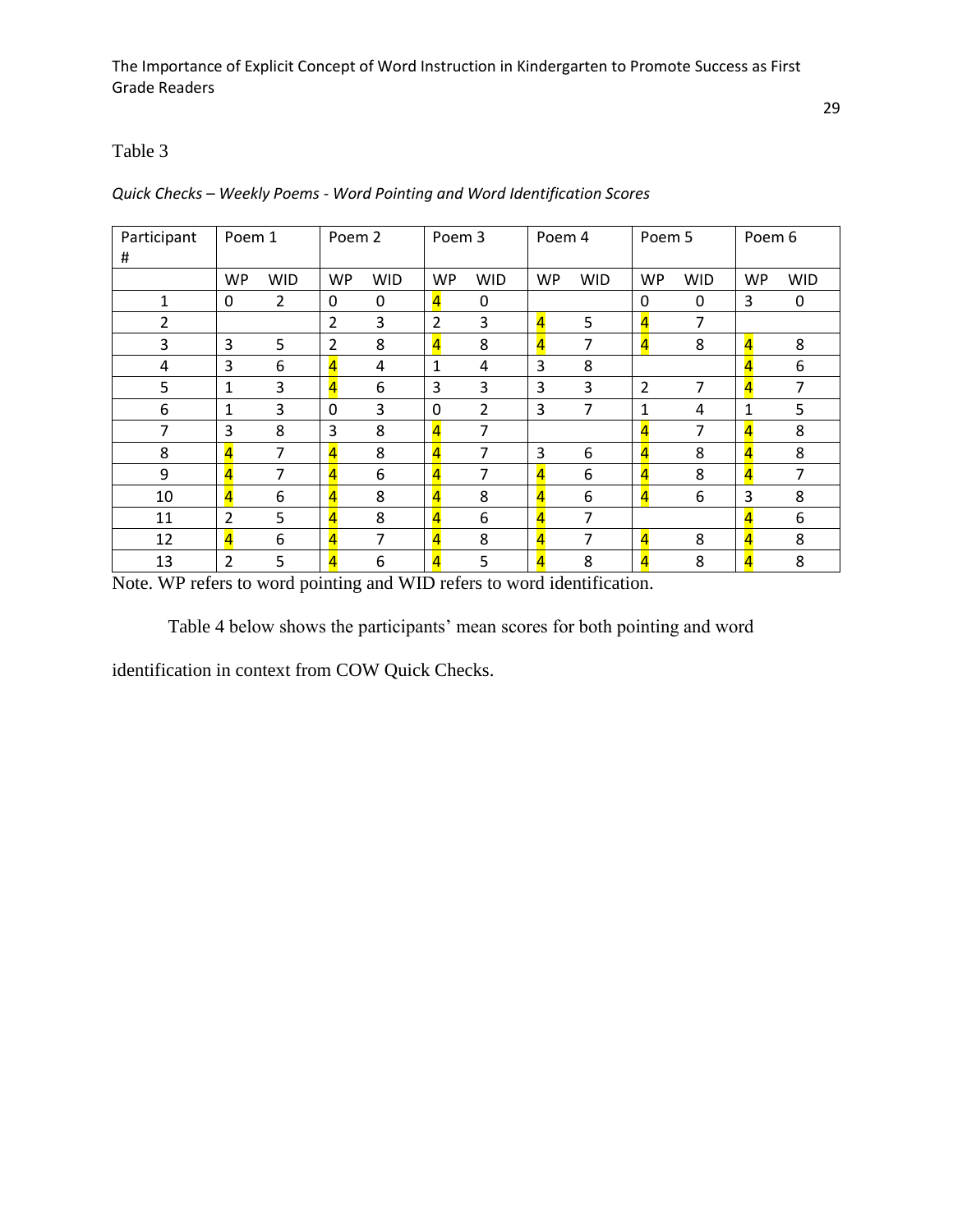Table 3

*Quick Checks – Weekly Poems - Word Pointing and Word Identification Scores*

| Participant # | Poem 1 | | Poem 2 | | Poem 3 | | Poem 4 | | Poem 5 | | Poem 6 | |
|---|---|---|---|---|---|---|---|---|---|---|---|---|
| | WP | WID | WP | WID | WP | WID | WP | WID | WP | WID | WP | WID |
| 1 | 0 | 2 | 0 | 0 | 4 | 0 | | | 0 | 0 | 3 | 0 |
| 2 | | | 2 | 3 | 2 | 3 | 4 | 5 | 4 | 7 | | |
| 3 | 3 | 5 | 2 | 8 | 4 | 8 | 4 | 7 | 4 | 8 | 4 | 8 |
| 4 | 3 | 6 | 4 | 4 | 1 | 4 | 3 | 8 | | | 4 | 6 |
| 5 | 1 | 3 | 4 | 6 | 3 | 3 | 3 | 3 | 2 | 7 | 4 | 7 |
| 6 | 1 | 3 | 0 | 3 | 0 | 2 | 3 | 7 | 1 | 4 | 1 | 5 |
| 7 | 3 | 8 | 3 | 8 | 4 | 7 | | | 4 | 7 | 4 | 8 |
| 8 | 4 | 7 | 4 | 8 | 4 | 7 | 3 | 6 | 4 | 8 | 4 | 8 |
| 9 | 4 | 7 | 4 | 6 | 4 | 7 | 4 | 6 | 4 | 8 | 4 | 7 |
| 10 | 4 | 6 | 4 | 8 | 4 | 8 | 4 | 6 | 4 | 6 | 3 | 8 |
| 11 | 2 | 5 | 4 | 8 | 4 | 6 | 4 | 7 | | | 4 | 6 |
| 12 | 4 | 6 | 4 | 7 | 4 | 8 | 4 | 7 | 4 | 8 | 4 | 8 |
| 13 | 2 | 5 | 4 | 6 | 4 | 5 | 4 | 8 | 4 | 8 | 4 | 8 |

Note. WP refers to word pointing and WID refers to word identification.

Table 4 below shows the participants' mean scores for both pointing and word identification in context from COW Quick Checks.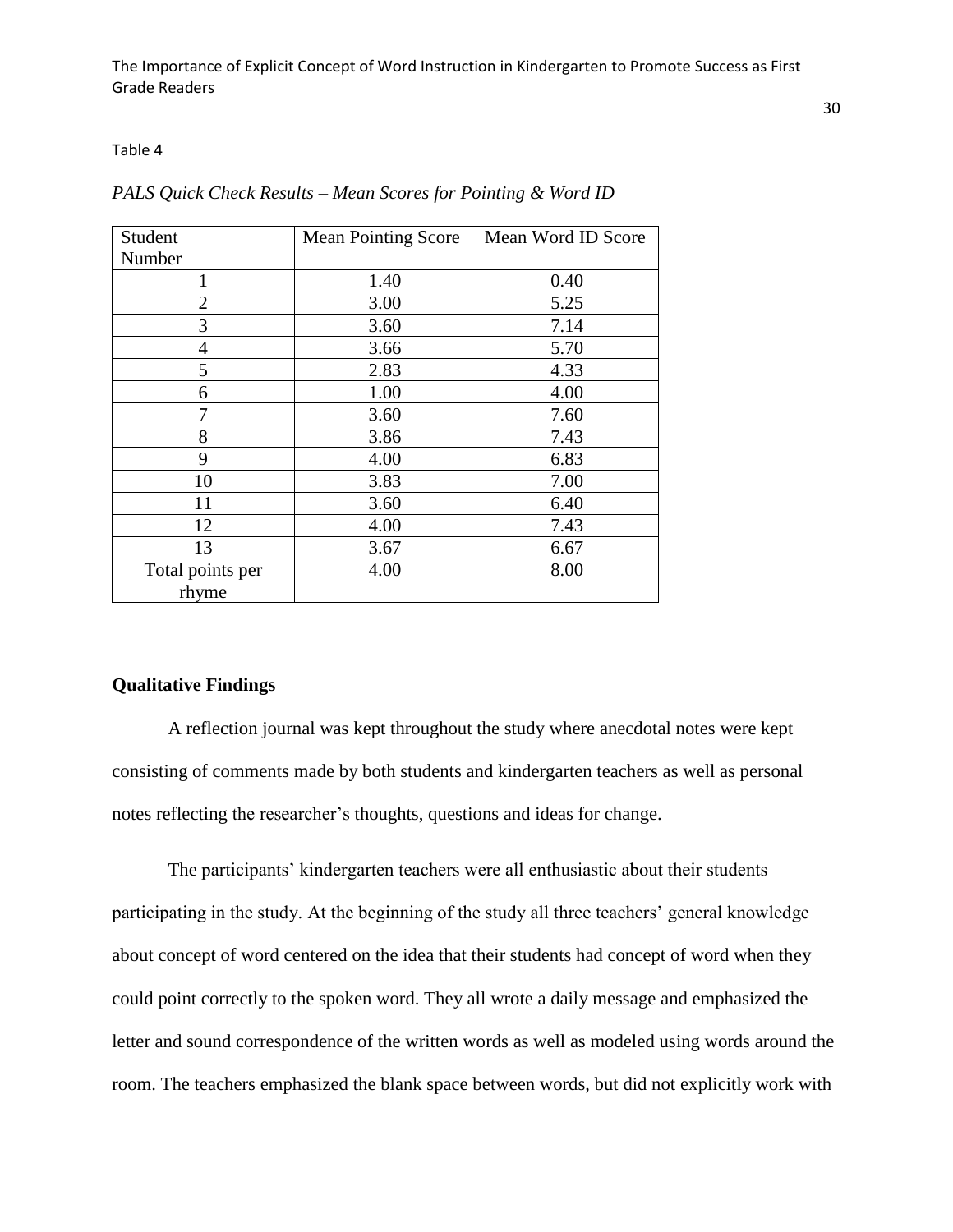Table 4

*PALS Quick Check Results – Mean Scores for Pointing & Word ID*

| Student Number | Mean Pointing Score | Mean Word ID Score |
|---|---|---|
| 1 | 1.40 | 0.40 |
| 2 | 3.00 | 5.25 |
| 3 | 3.60 | 7.14 |
| 4 | 3.66 | 5.70 |
| 5 | 2.83 | 4.33 |
| 6 | 1.00 | 4.00 |
| 7 | 3.60 | 7.60 |
| 8 | 3.86 | 7.43 |
| 9 | 4.00 | 6.83 |
| 10 | 3.83 | 7.00 |
| 11 | 3.60 | 6.40 |
| 12 | 4.00 | 7.43 |
| 13 | 3.67 | 6.67 |
| Total points per rhyme | 4.00 | 8.00 |

**Qualitative Findings**

A reflection journal was kept throughout the study where anecdotal notes were kept consisting of comments made by both students and kindergarten teachers as well as personal notes reflecting the researcher's thoughts, questions and ideas for change.

The participants' kindergarten teachers were all enthusiastic about their students participating in the study. At the beginning of the study all three teachers' general knowledge about concept of word centered on the idea that their students had concept of word when they could point correctly to the spoken word. They all wrote a daily message and emphasized the letter and sound correspondence of the written words as well as modeled using words around the room. The teachers emphasized the blank space between words, but did not explicitly work with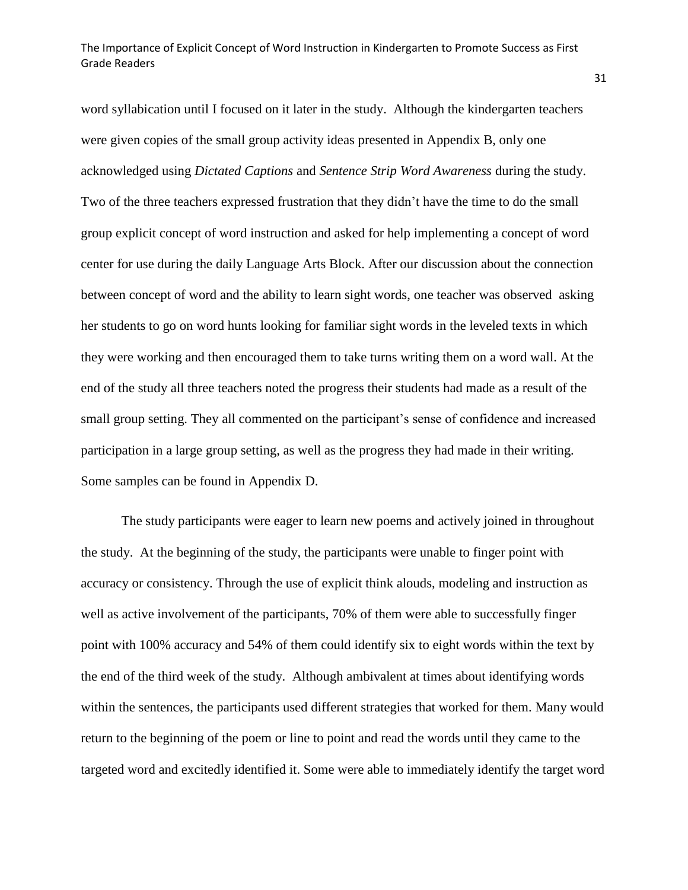word syllabication until I focused on it later in the study. Although the kindergarten teachers were given copies of the small group activity ideas presented in Appendix B, only one acknowledged using *Dictated Captions* and *Sentence Strip Word Awareness* during the study. Two of the three teachers expressed frustration that they didn't have the time to do the small group explicit concept of word instruction and asked for help implementing a concept of word center for use during the daily Language Arts Block. After our discussion about the connection between concept of word and the ability to learn sight words, one teacher was observed asking her students to go on word hunts looking for familiar sight words in the leveled texts in which they were working and then encouraged them to take turns writing them on a word wall. At the end of the study all three teachers noted the progress their students had made as a result of the small group setting. They all commented on the participant's sense of confidence and increased participation in a large group setting, as well as the progress they had made in their writing. Some samples can be found in Appendix D.

The study participants were eager to learn new poems and actively joined in throughout the study. At the beginning of the study, the participants were unable to finger point with accuracy or consistency. Through the use of explicit think alouds, modeling and instruction as well as active involvement of the participants, 70% of them were able to successfully finger point with 100% accuracy and 54% of them could identify six to eight words within the text by the end of the third week of the study. Although ambivalent at times about identifying words within the sentences, the participants used different strategies that worked for them. Many would return to the beginning of the poem or line to point and read the words until they came to the targeted word and excitedly identified it. Some were able to immediately identify the target word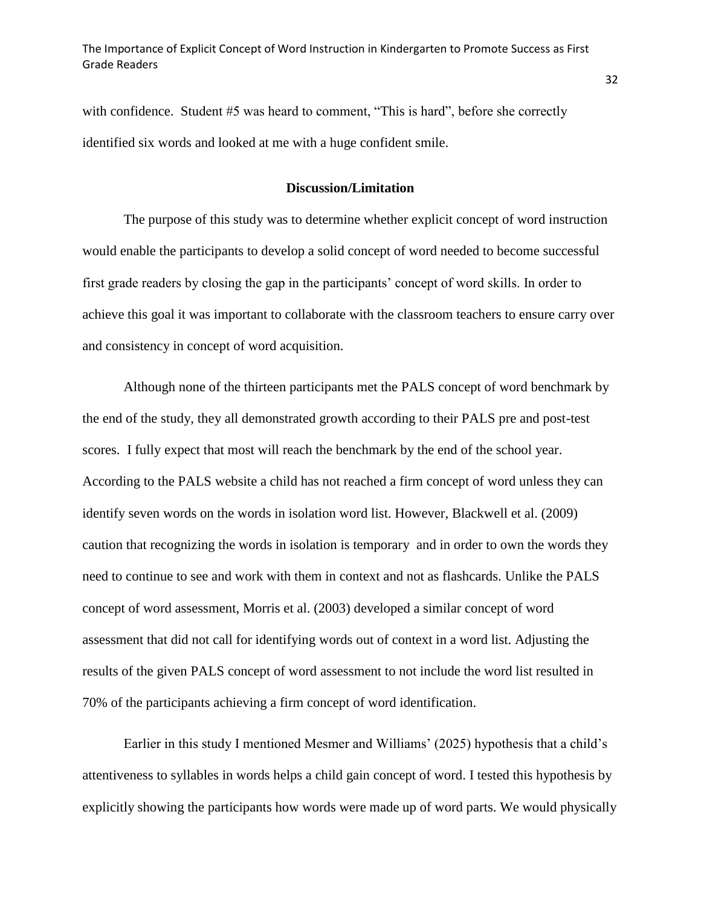with confidence. Student #5 was heard to comment, "This is hard", before she correctly identified six words and looked at me with a huge confident smile.

## Discussion/Limitation

The purpose of this study was to determine whether explicit concept of word instruction would enable the participants to develop a solid concept of word needed to become successful first grade readers by closing the gap in the participants' concept of word skills. In order to achieve this goal it was important to collaborate with the classroom teachers to ensure carry over and consistency in concept of word acquisition.

Although none of the thirteen participants met the PALS concept of word benchmark by the end of the study, they all demonstrated growth according to their PALS pre and post-test scores. I fully expect that most will reach the benchmark by the end of the school year. According to the PALS website a child has not reached a firm concept of word unless they can identify seven words on the words in isolation word list. However, Blackwell et al. (2009) caution that recognizing the words in isolation is temporary and in order to own the words they need to continue to see and work with them in context and not as flashcards. Unlike the PALS concept of word assessment, Morris et al. (2003) developed a similar concept of word assessment that did not call for identifying words out of context in a word list. Adjusting the results of the given PALS concept of word assessment to not include the word list resulted in 70% of the participants achieving a firm concept of word identification.

Earlier in this study I mentioned Mesmer and Williams' (2025) hypothesis that a child's attentiveness to syllables in words helps a child gain concept of word. I tested this hypothesis by explicitly showing the participants how words were made up of word parts. We would physically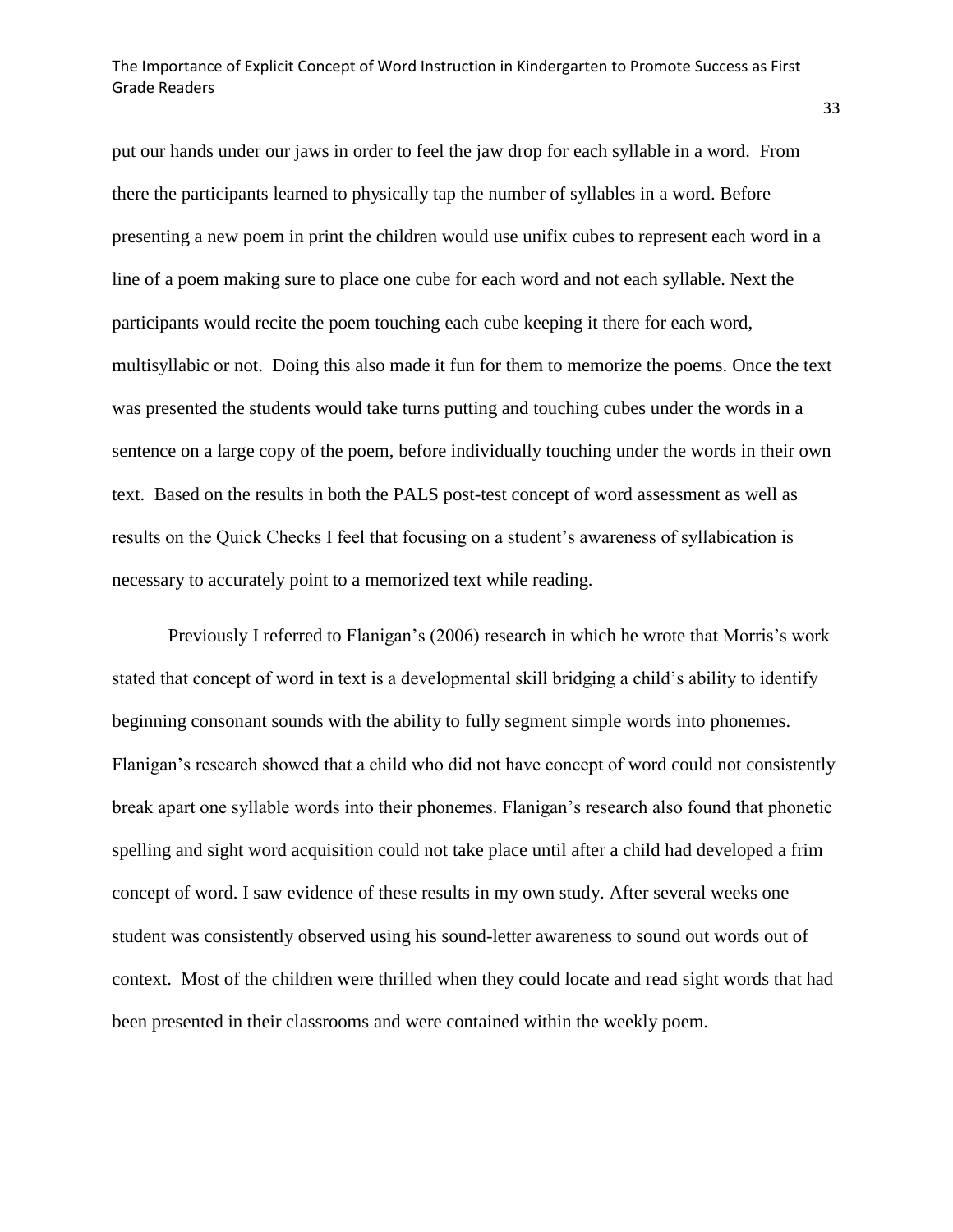put our hands under our jaws in order to feel the jaw drop for each syllable in a word. From there the participants learned to physically tap the number of syllables in a word. Before presenting a new poem in print the children would use unifix cubes to represent each word in a line of a poem making sure to place one cube for each word and not each syllable. Next the participants would recite the poem touching each cube keeping it there for each word, multisyllabic or not. Doing this also made it fun for them to memorize the poems. Once the text was presented the students would take turns putting and touching cubes under the words in a sentence on a large copy of the poem, before individually touching under the words in their own text. Based on the results in both the PALS post-test concept of word assessment as well as results on the Quick Checks I feel that focusing on a student's awareness of syllabication is necessary to accurately point to a memorized text while reading.

Previously I referred to Flanigan's (2006) research in which he wrote that Morris's work stated that concept of word in text is a developmental skill bridging a child's ability to identify beginning consonant sounds with the ability to fully segment simple words into phonemes. Flanigan's research showed that a child who did not have concept of word could not consistently break apart one syllable words into their phonemes. Flanigan's research also found that phonetic spelling and sight word acquisition could not take place until after a child had developed a frim concept of word. I saw evidence of these results in my own study. After several weeks one student was consistently observed using his sound-letter awareness to sound out words out of context. Most of the children were thrilled when they could locate and read sight words that had been presented in their classrooms and were contained within the weekly poem.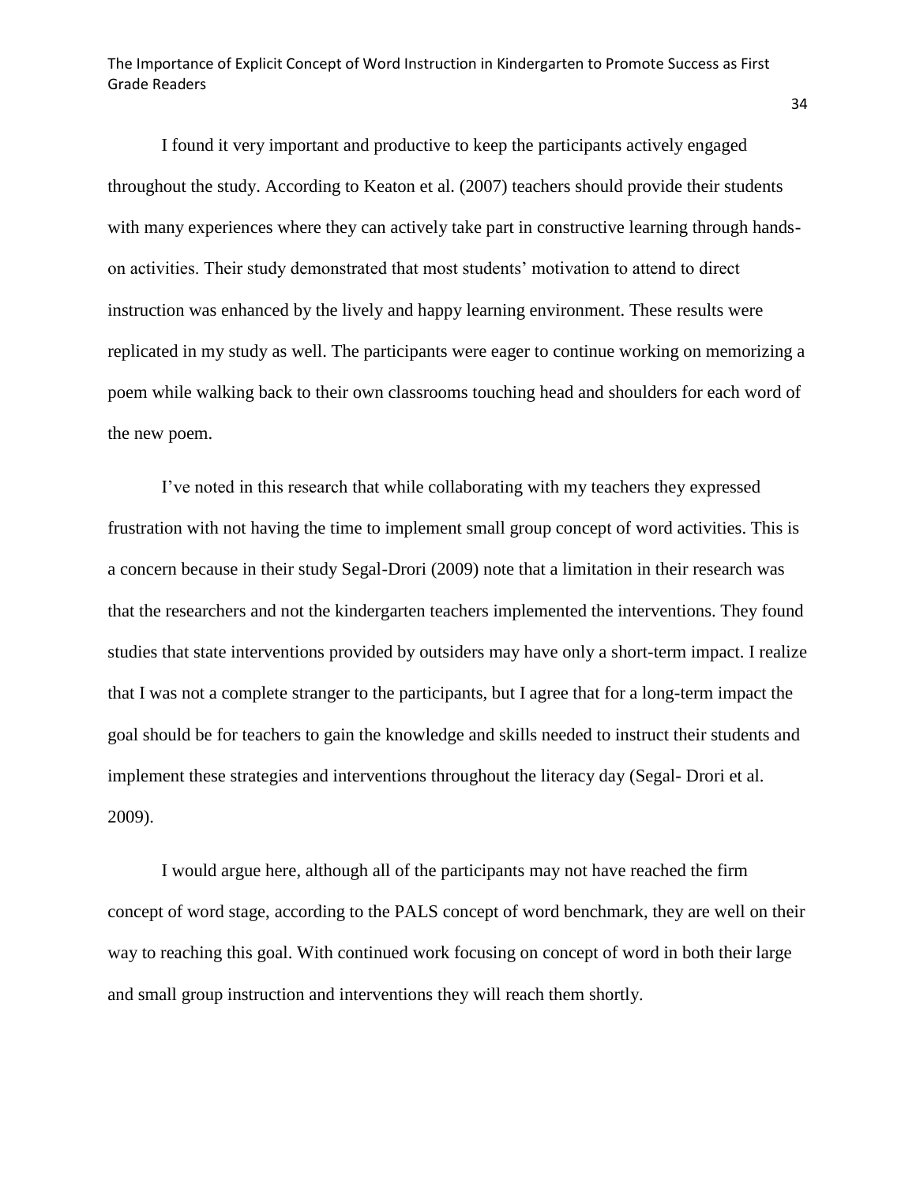I found it very important and productive to keep the participants actively engaged throughout the study. According to Keaton et al. (2007) teachers should provide their students with many experiences where they can actively take part in constructive learning through hands-on activities. Their study demonstrated that most students' motivation to attend to direct instruction was enhanced by the lively and happy learning environment. These results were replicated in my study as well. The participants were eager to continue working on memorizing a poem while walking back to their own classrooms touching head and shoulders for each word of the new poem.

I've noted in this research that while collaborating with my teachers they expressed frustration with not having the time to implement small group concept of word activities. This is a concern because in their study Segal-Drori (2009) note that a limitation in their research was that the researchers and not the kindergarten teachers implemented the interventions. They found studies that state interventions provided by outsiders may have only a short-term impact. I realize that I was not a complete stranger to the participants, but I agree that for a long-term impact the goal should be for teachers to gain the knowledge and skills needed to instruct their students and implement these strategies and interventions throughout the literacy day (Segal- Drori et al. 2009).

I would argue here, although all of the participants may not have reached the firm concept of word stage, according to the PALS concept of word benchmark, they are well on their way to reaching this goal. With continued work focusing on concept of word in both their large and small group instruction and interventions they will reach them shortly.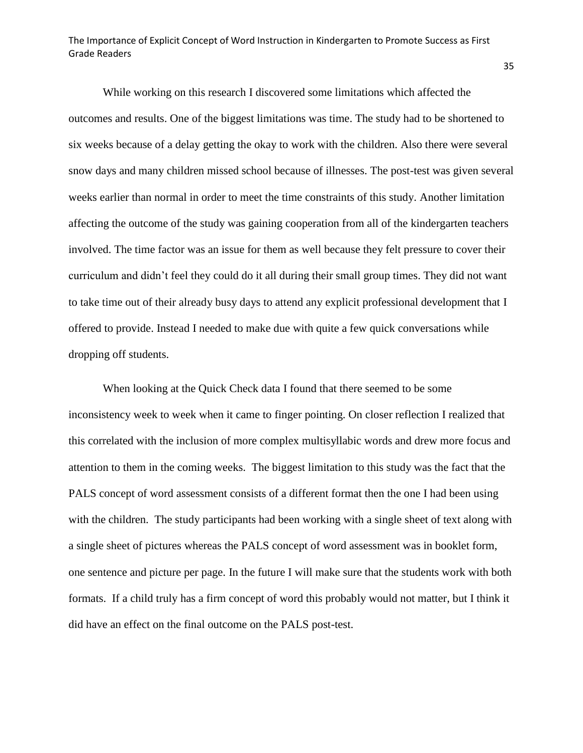While working on this research I discovered some limitations which affected the outcomes and results. One of the biggest limitations was time. The study had to be shortened to six weeks because of a delay getting the okay to work with the children. Also there were several snow days and many children missed school because of illnesses. The post-test was given several weeks earlier than normal in order to meet the time constraints of this study. Another limitation affecting the outcome of the study was gaining cooperation from all of the kindergarten teachers involved. The time factor was an issue for them as well because they felt pressure to cover their curriculum and didn't feel they could do it all during their small group times. They did not want to take time out of their already busy days to attend any explicit professional development that I offered to provide. Instead I needed to make due with quite a few quick conversations while dropping off students.

When looking at the Quick Check data I found that there seemed to be some inconsistency week to week when it came to finger pointing. On closer reflection I realized that this correlated with the inclusion of more complex multisyllabic words and drew more focus and attention to them in the coming weeks. The biggest limitation to this study was the fact that the PALS concept of word assessment consists of a different format then the one I had been using with the children. The study participants had been working with a single sheet of text along with a single sheet of pictures whereas the PALS concept of word assessment was in booklet form, one sentence and picture per page. In the future I will make sure that the students work with both formats. If a child truly has a firm concept of word this probably would not matter, but I think it did have an effect on the final outcome on the PALS post-test.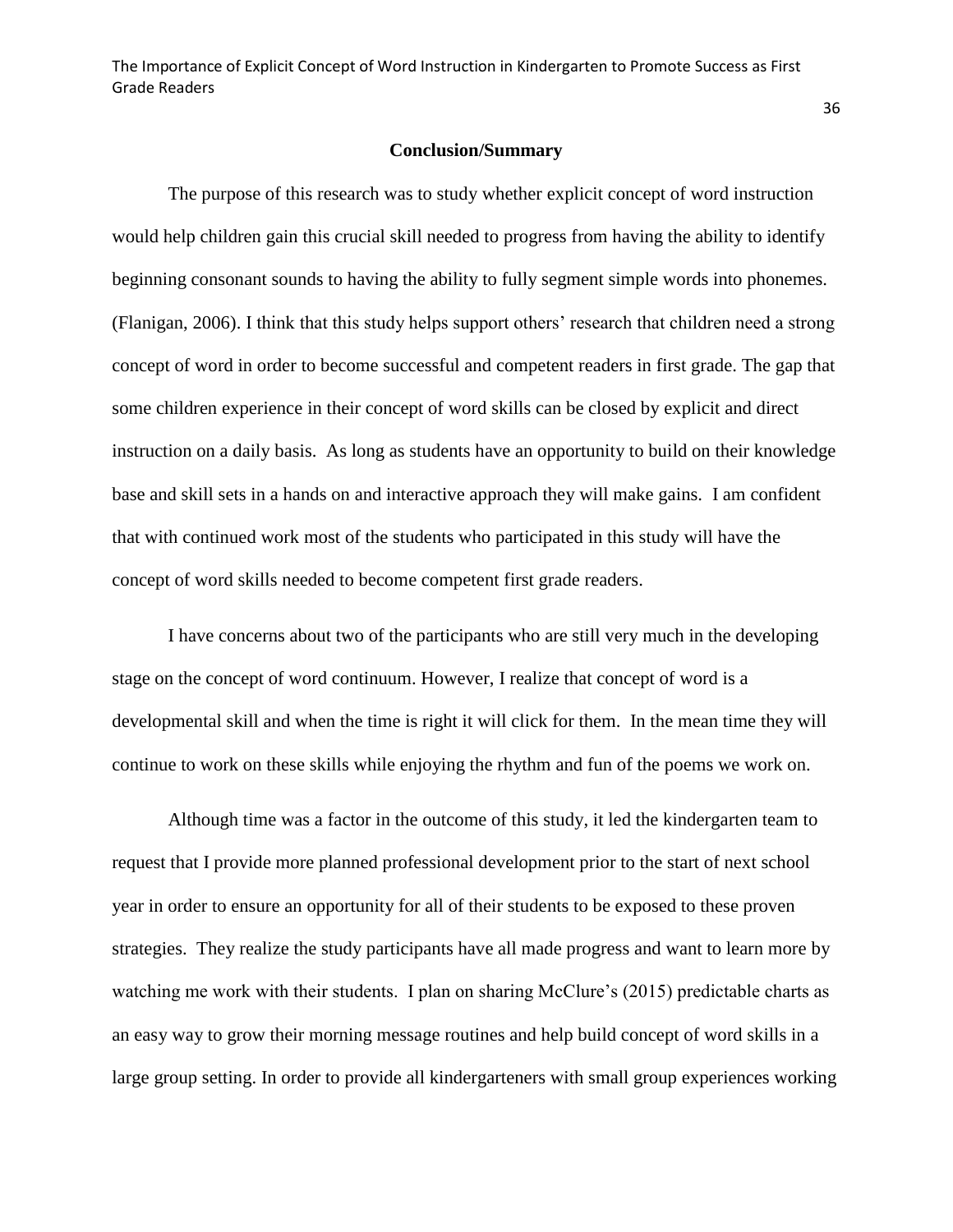## Conclusion/Summary

The purpose of this research was to study whether explicit concept of word instruction would help children gain this crucial skill needed to progress from having the ability to identify beginning consonant sounds to having the ability to fully segment simple words into phonemes. (Flanigan, 2006). I think that this study helps support others' research that children need a strong concept of word in order to become successful and competent readers in first grade. The gap that some children experience in their concept of word skills can be closed by explicit and direct instruction on a daily basis. As long as students have an opportunity to build on their knowledge base and skill sets in a hands on and interactive approach they will make gains. I am confident that with continued work most of the students who participated in this study will have the concept of word skills needed to become competent first grade readers.

I have concerns about two of the participants who are still very much in the developing stage on the concept of word continuum. However, I realize that concept of word is a developmental skill and when the time is right it will click for them. In the mean time they will continue to work on these skills while enjoying the rhythm and fun of the poems we work on.

Although time was a factor in the outcome of this study, it led the kindergarten team to request that I provide more planned professional development prior to the start of next school year in order to ensure an opportunity for all of their students to be exposed to these proven strategies. They realize the study participants have all made progress and want to learn more by watching me work with their students. I plan on sharing McClure's (2015) predictable charts as an easy way to grow their morning message routines and help build concept of word skills in a large group setting. In order to provide all kindergarteners with small group experiences working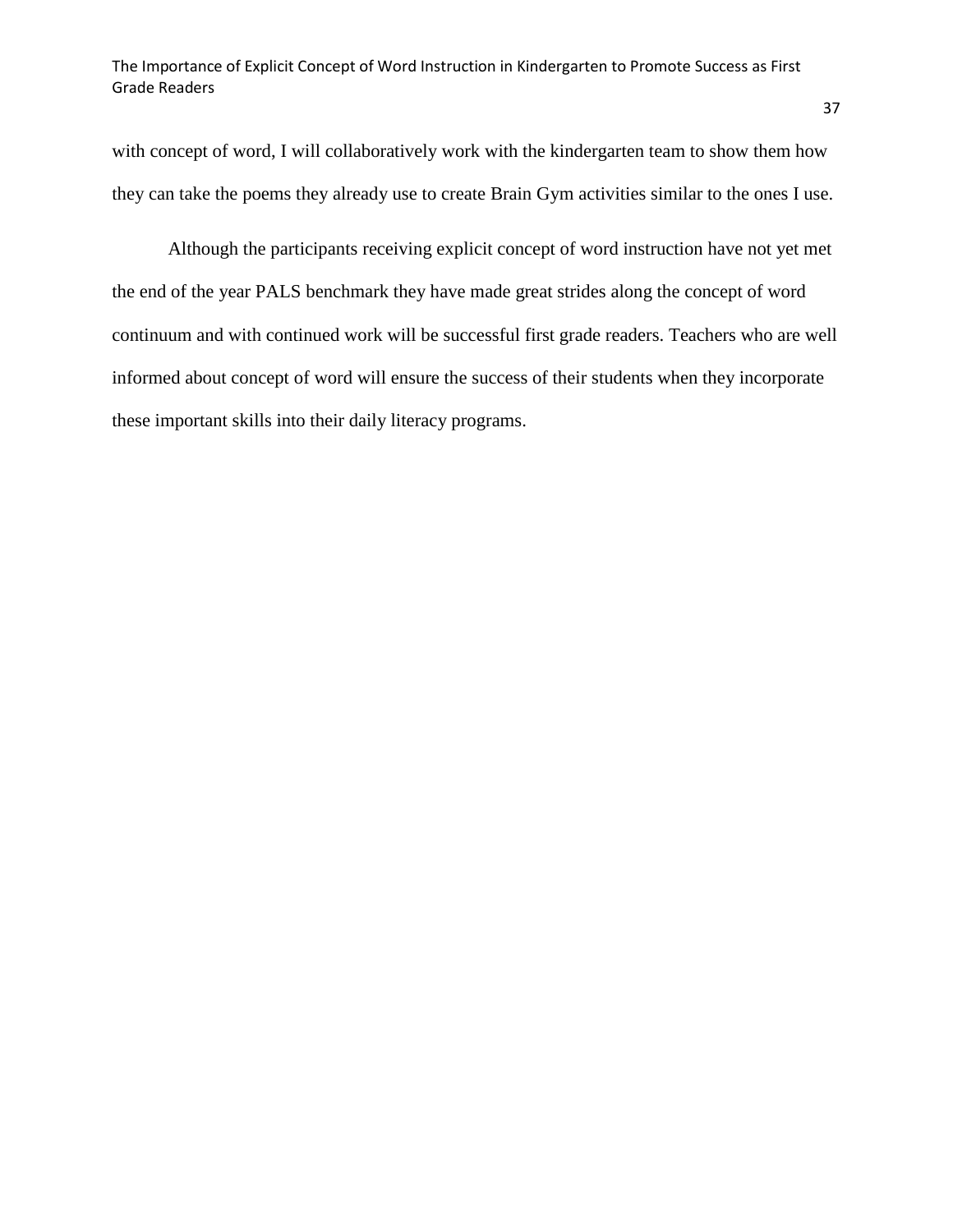with concept of word, I will collaboratively work with the kindergarten team to show them how they can take the poems they already use to create Brain Gym activities similar to the ones I use.

Although the participants receiving explicit concept of word instruction have not yet met the end of the year PALS benchmark they have made great strides along the concept of word continuum and with continued work will be successful first grade readers. Teachers who are well informed about concept of word will ensure the success of their students when they incorporate these important skills into their daily literacy programs.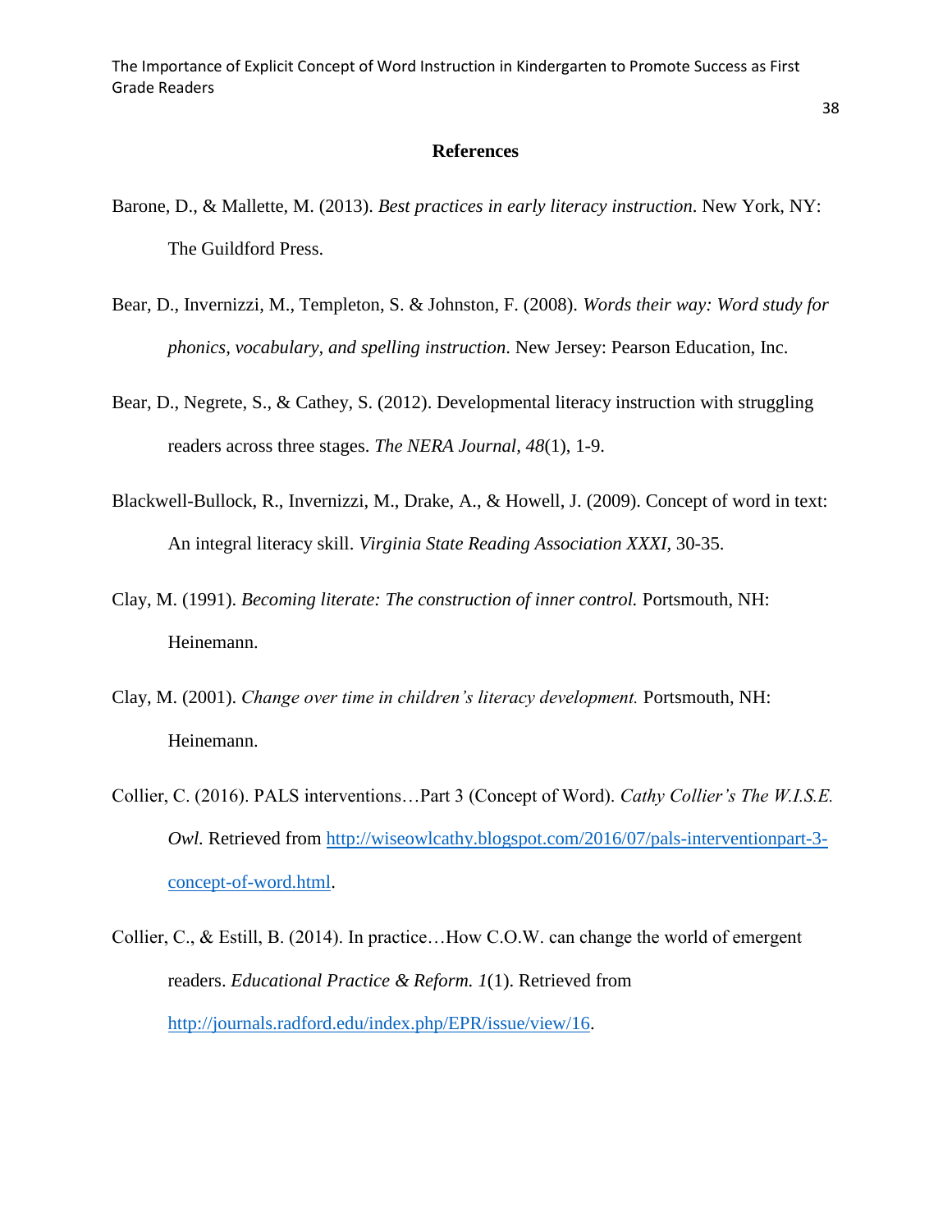## References

Barone, D., & Mallette, M. (2013). *Best practices in early literacy instruction*. New York, NY: The Guildford Press.

Bear, D., Invernizzi, M., Templeton, S. & Johnston, F. (2008). *Words their way: Word study for phonics, vocabulary, and spelling instruction*. New Jersey: Pearson Education, Inc.

Bear, D., Negrete, S., & Cathey, S. (2012). Developmental literacy instruction with struggling readers across three stages. *The NERA Journal, 48*(1), 1-9.

Blackwell-Bullock, R., Invernizzi, M., Drake, A., & Howell, J. (2009). Concept of word in text: An integral literacy skill. *Virginia State Reading Association XXXI,* 30-35.

Clay, M. (1991). *Becoming literate: The construction of inner control.* Portsmouth, NH: Heinemann.

Clay, M. (2001). *Change over time in children's literacy development.* Portsmouth, NH: Heinemann.

Collier, C. (2016). PALS interventions…Part 3 (Concept of Word). *Cathy Collier's The W.I.S.E. Owl.* Retrieved from http://wiseowlcathy.blogspot.com/2016/07/pals-interventionpart-3-concept-of-word.html.

Collier, C., & Estill, B. (2014). In practice…How C.O.W. can change the world of emergent readers. *Educational Practice & Reform. 1*(1). Retrieved from http://journals.radford.edu/index.php/EPR/issue/view/16.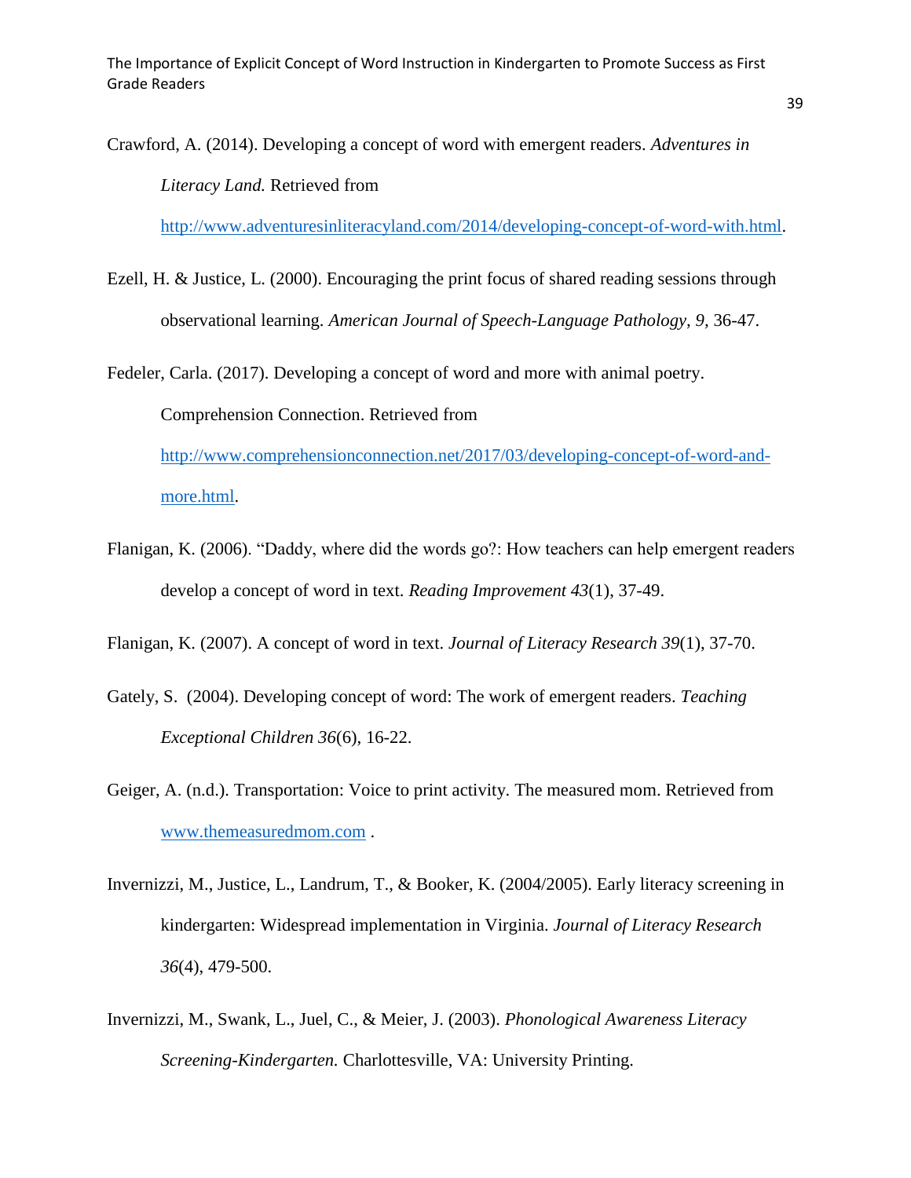Crawford, A. (2014). Developing a concept of word with emergent readers. *Adventures in Literacy Land.* Retrieved from http://www.adventuresinliteracyland.com/2014/developing-concept-of-word-with.html.

Ezell, H. & Justice, L. (2000). Encouraging the print focus of shared reading sessions through observational learning. *American Journal of Speech-Language Pathology, 9,* 36-47.

Fedeler, Carla. (2017). Developing a concept of word and more with animal poetry. Comprehension Connection. Retrieved from http://www.comprehensionconnection.net/2017/03/developing-concept-of-word-and-more.html.

Flanigan, K. (2006). "Daddy, where did the words go?: How teachers can help emergent readers develop a concept of word in text. *Reading Improvement 43*(1), 37-49.

Flanigan, K. (2007). A concept of word in text. *Journal of Literacy Research 39*(1), 37-70.

Gately, S. (2004). Developing concept of word: The work of emergent readers. *Teaching Exceptional Children 36*(6), 16-22.

Geiger, A. (n.d.). Transportation: Voice to print activity. The measured mom. Retrieved from www.themeasuredmom.com .

Invernizzi, M., Justice, L., Landrum, T., & Booker, K. (2004/2005). Early literacy screening in kindergarten: Widespread implementation in Virginia. *Journal of Literacy Research 36*(4), 479-500.

Invernizzi, M., Swank, L., Juel, C., & Meier, J. (2003). *Phonological Awareness Literacy Screening-Kindergarten.* Charlottesville, VA: University Printing.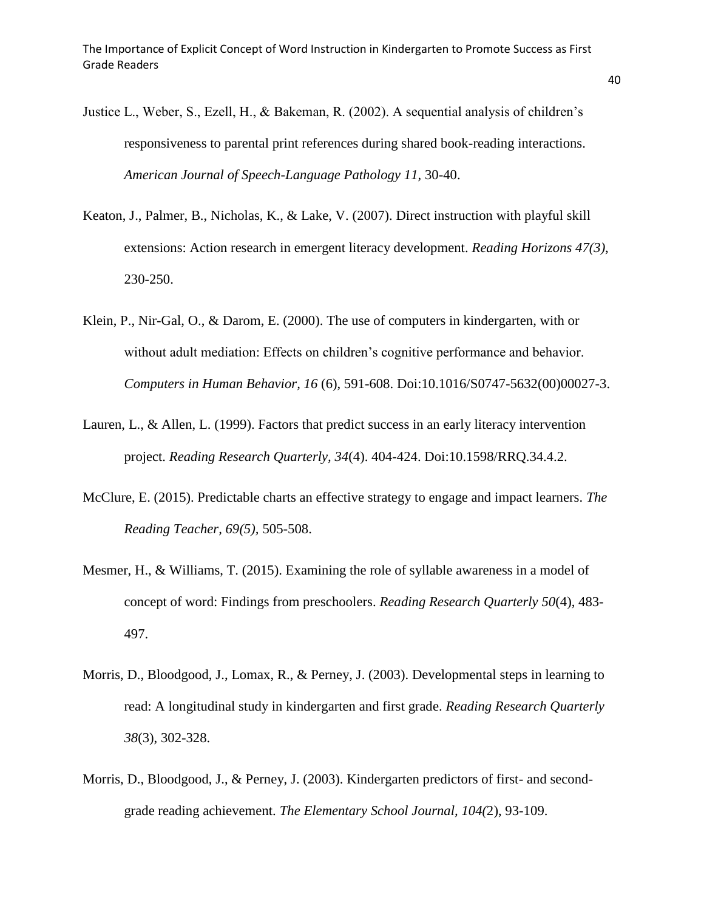Justice L., Weber, S., Ezell, H., & Bakeman, R. (2002). A sequential analysis of children's responsiveness to parental print references during shared book-reading interactions. *American Journal of Speech-Language Pathology 11,* 30-40.

Keaton, J., Palmer, B., Nicholas, K., & Lake, V. (2007). Direct instruction with playful skill extensions: Action research in emergent literacy development. *Reading Horizons 47(3)*, 230-250.

Klein, P., Nir-Gal, O., & Darom, E. (2000). The use of computers in kindergarten, with or without adult mediation: Effects on children's cognitive performance and behavior. *Computers in Human Behavior, 16* (6), 591-608. Doi:10.1016/S0747-5632(00)00027-3.

Lauren, L., & Allen, L. (1999). Factors that predict success in an early literacy intervention project. *Reading Research Quarterly, 34*(4). 404-424. Doi:10.1598/RRQ.34.4.2.

McClure, E. (2015). Predictable charts an effective strategy to engage and impact learners. *The Reading Teacher, 69(5),* 505-508.

Mesmer, H., & Williams, T. (2015). Examining the role of syllable awareness in a model of concept of word: Findings from preschoolers. *Reading Research Quarterly 50*(4), 483-497.

Morris, D., Bloodgood, J., Lomax, R., & Perney, J. (2003). Developmental steps in learning to read: A longitudinal study in kindergarten and first grade. *Reading Research Quarterly 38*(3), 302-328.

Morris, D., Bloodgood, J., & Perney, J. (2003). Kindergarten predictors of first- and second-grade reading achievement. *The Elementary School Journal, 104(*2), 93-109.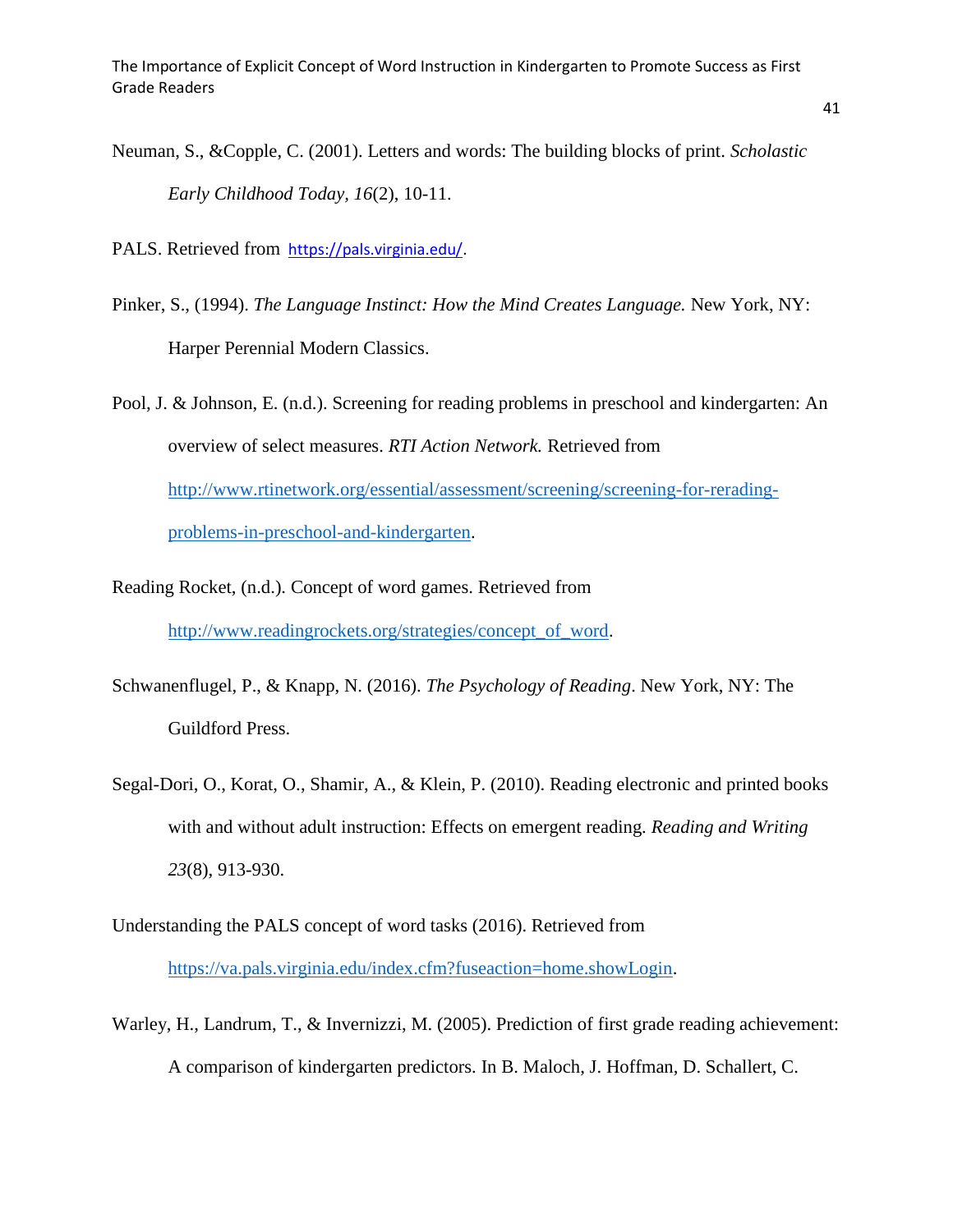Neuman, S., &Copple, C. (2001). Letters and words: The building blocks of print. *Scholastic Early Childhood Today, 16*(2), 10-11.

PALS. Retrieved from https://pals.virginia.edu/.

Pinker, S., (1994). *The Language Instinct: How the Mind Creates Language.* New York, NY: Harper Perennial Modern Classics.

Pool, J. & Johnson, E. (n.d.). Screening for reading problems in preschool and kindergarten: An overview of select measures. *RTI Action Network.* Retrieved from http://www.rtinetwork.org/essential/assessment/screening/screening-for-rerading-problems-in-preschool-and-kindergarten.

Reading Rocket, (n.d.). Concept of word games. Retrieved from http://www.readingrockets.org/strategies/concept_of_word.

Schwanenflugel, P., & Knapp, N. (2016). *The Psychology of Reading*. New York, NY: The Guildford Press.

Segal-Dori, O., Korat, O., Shamir, A., & Klein, P. (2010). Reading electronic and printed books with and without adult instruction: Effects on emergent reading. *Reading and Writing 23*(8), 913-930.

Understanding the PALS concept of word tasks (2016). Retrieved from https://va.pals.virginia.edu/index.cfm?fuseaction=home.showLogin.

Warley, H., Landrum, T., & Invernizzi, M. (2005). Prediction of first grade reading achievement: A comparison of kindergarten predictors. In B. Maloch, J. Hoffman, D. Schallert, C.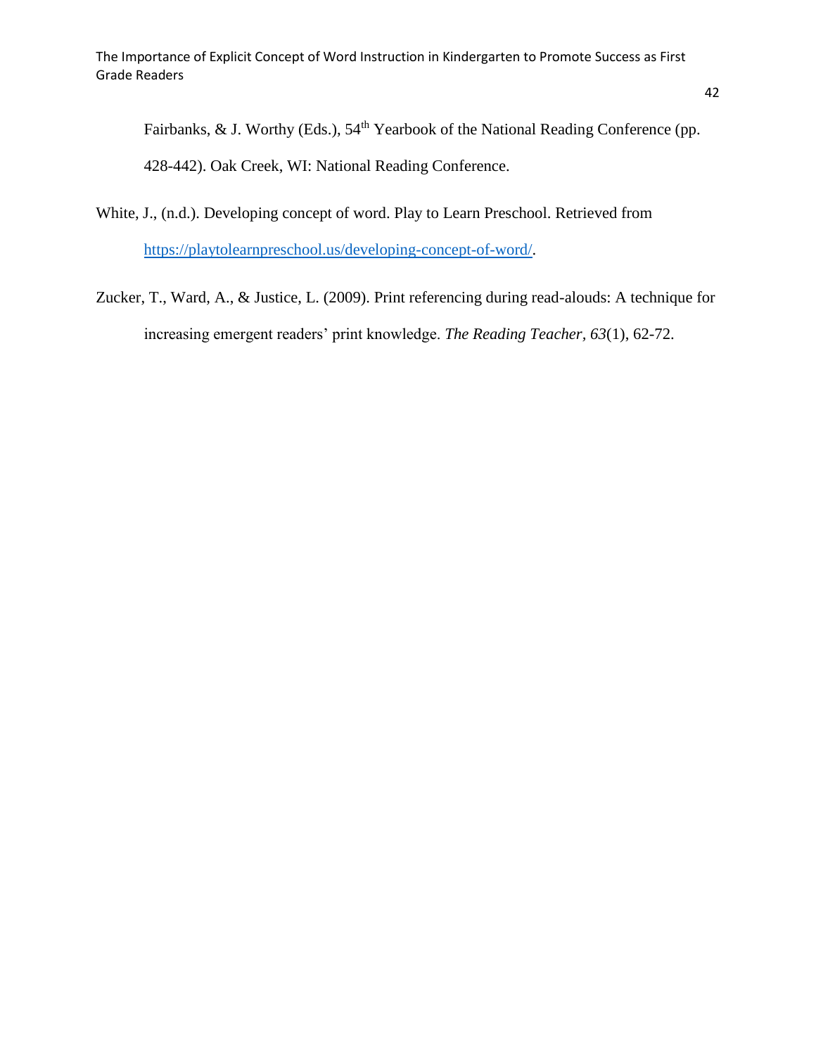Fairbanks, & J. Worthy (Eds.), 54th Yearbook of the National Reading Conference (pp. 428-442). Oak Creek, WI: National Reading Conference.

White, J., (n.d.). Developing concept of word. Play to Learn Preschool. Retrieved from https://playtolearnpreschool.us/developing-concept-of-word/.

Zucker, T., Ward, A., & Justice, L. (2009). Print referencing during read-alouds: A technique for increasing emergent readers' print knowledge. *The Reading Teacher*, *63*(1), 62-72.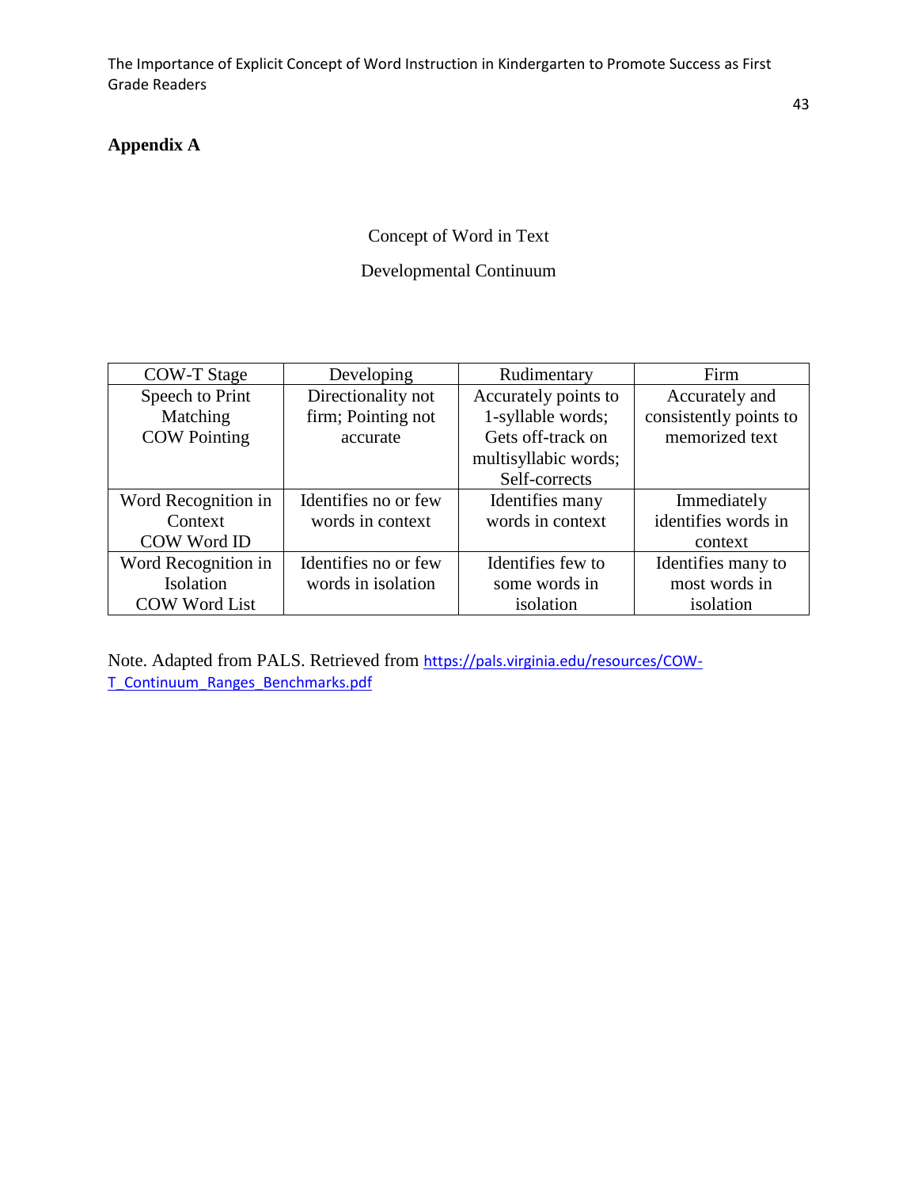# Appendix A

Concept of Word in Text

Developmental Continuum

| COW-T Stage | Developing | Rudimentary | Firm |
| --- | --- | --- | --- |
| Speech to Print Matching COW Pointing | Directionality not firm; Pointing not accurate | Accurately points to 1-syllable words; Gets off-track on multisyllabic words; Self-corrects | Accurately and consistently points to memorized text |
| Word Recognition in Context COW Word ID | Identifies no or few words in context | Identifies many words in context | Immediately identifies words in context |
| Word Recognition in Isolation COW Word List | Identifies no or few words in isolation | Identifies few to some words in isolation | Identifies many to most words in isolation |

Note. Adapted from PALS. Retrieved from https://pals.virginia.edu/resources/COW-T_Continuum_Ranges_Benchmarks.pdf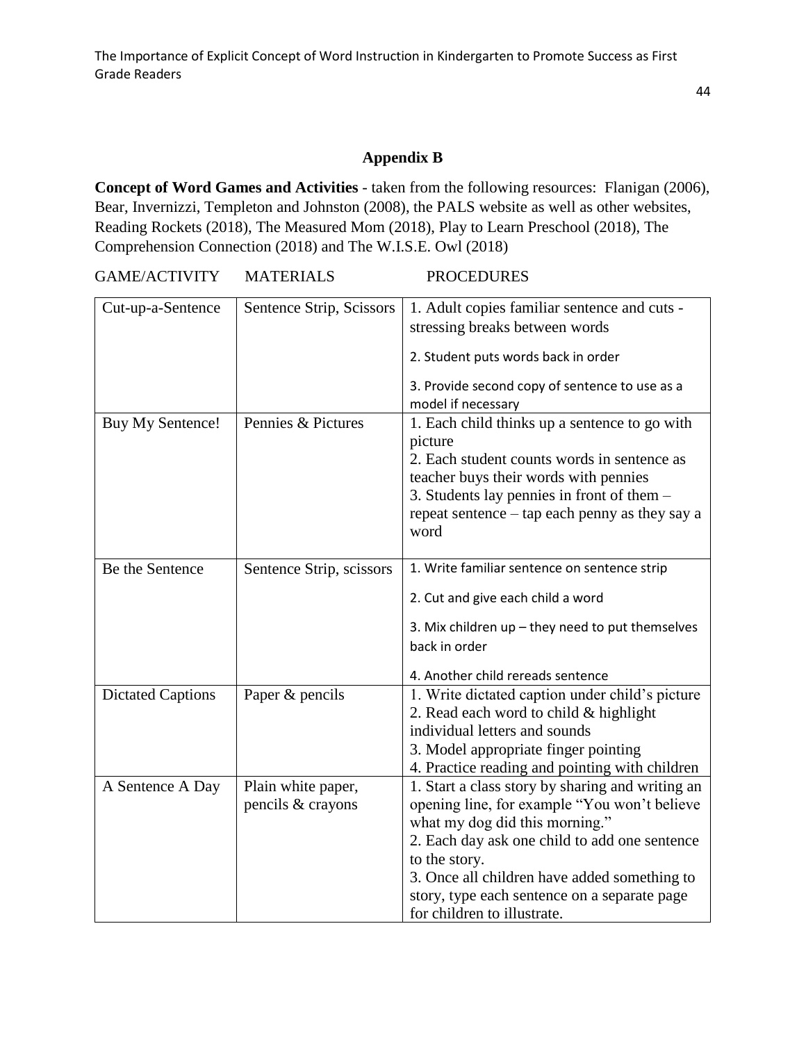## Appendix B

**Concept of Word Games and Activities** - taken from the following resources: Flanigan (2006), Bear, Invernizzi, Templeton and Johnston (2008), the PALS website as well as other websites, Reading Rockets (2018), The Measured Mom (2018), Play to Learn Preschool (2018), The Comprehension Connection (2018) and The W.I.S.E. Owl (2018)

| GAME/ACTIVITY | MATERIALS | PROCEDURES |
|---|---|---|
| Cut-up-a-Sentence | Sentence Strip, Scissors | 1. Adult copies familiar sentence and cuts - stressing breaks between words<br>2. Student puts words back in order<br>3. Provide second copy of sentence to use as a model if necessary |
| Buy My Sentence! | Pennies & Pictures | 1. Each child thinks up a sentence to go with picture<br>2. Each student counts words in sentence as teacher buys their words with pennies<br>3. Students lay pennies in front of them – repeat sentence – tap each penny as they say a word |
| Be the Sentence | Sentence Strip, scissors | 1. Write familiar sentence on sentence strip<br>2. Cut and give each child a word<br>3. Mix children up – they need to put themselves back in order<br>4. Another child rereads sentence |
| Dictated Captions | Paper & pencils | 1. Write dictated caption under child's picture<br>2. Read each word to child & highlight individual letters and sounds<br>3. Model appropriate finger pointing<br>4. Practice reading and pointing with children |
| A Sentence A Day | Plain white paper, pencils & crayons | 1. Start a class story by sharing and writing an opening line, for example "You won't believe what my dog did this morning."<br>2. Each day ask one child to add one sentence to the story.<br>3. Once all children have added something to story, type each sentence on a separate page for children to illustrate. |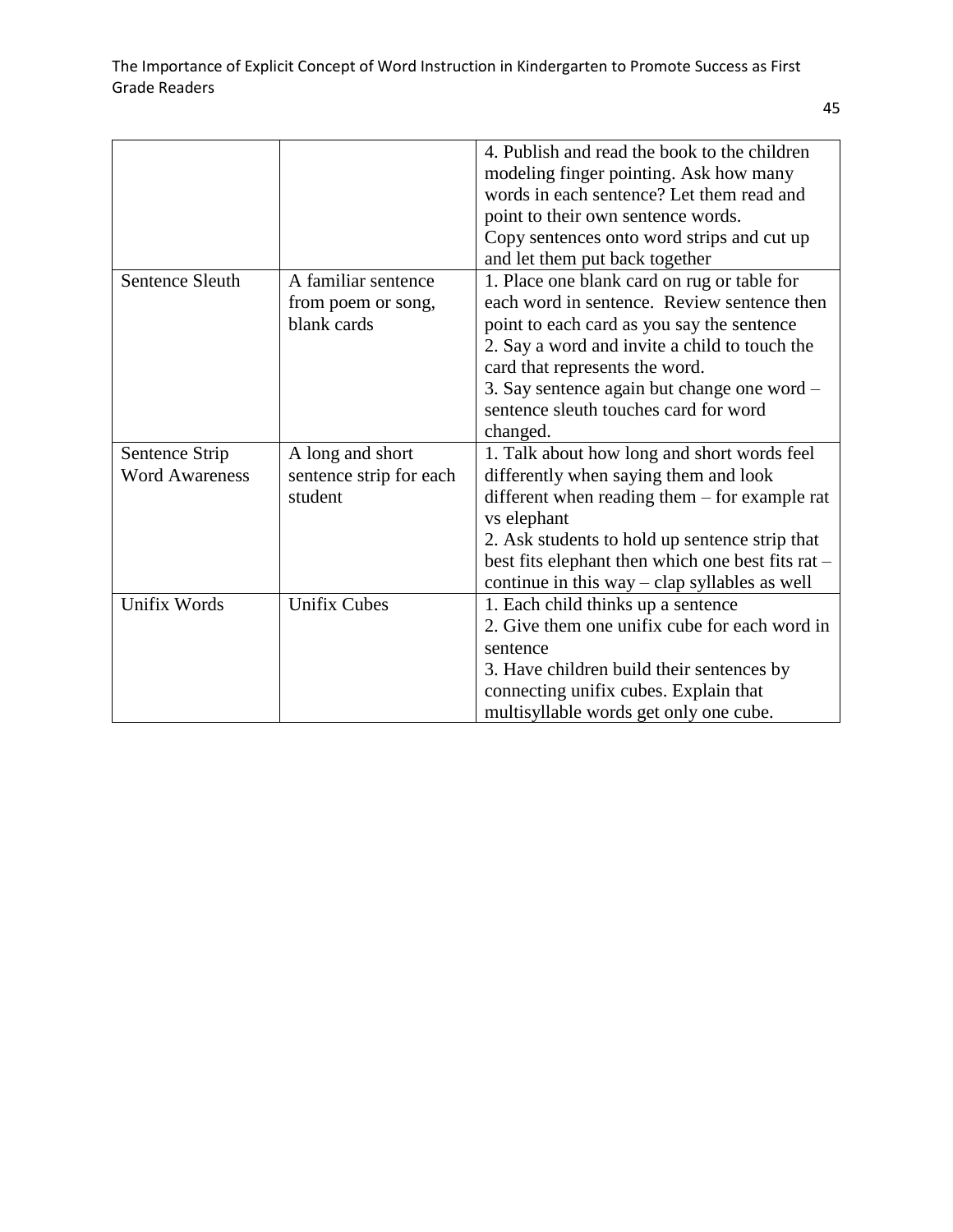| | | |
|---|---|---|
| | | 4. Publish and read the book to the children modeling finger pointing. Ask how many words in each sentence? Let them read and point to their own sentence words. Copy sentences onto word strips and cut up and let them put back together |
| Sentence Sleuth | A familiar sentence from poem or song, blank cards | 1. Place one blank card on rug or table for each word in sentence. Review sentence then point to each card as you say the sentence 2. Say a word and invite a child to touch the card that represents the word. 3. Say sentence again but change one word – sentence sleuth touches card for word changed. |
| Sentence Strip Word Awareness | A long and short sentence strip for each student | 1. Talk about how long and short words feel differently when saying them and look different when reading them – for example rat vs elephant 2. Ask students to hold up sentence strip that best fits elephant then which one best fits rat – continue in this way – clap syllables as well |
| Unifix Words | Unifix Cubes | 1. Each child thinks up a sentence 2. Give them one unifix cube for each word in sentence 3. Have children build their sentences by connecting unifix cubes. Explain that multisyllable words get only one cube. |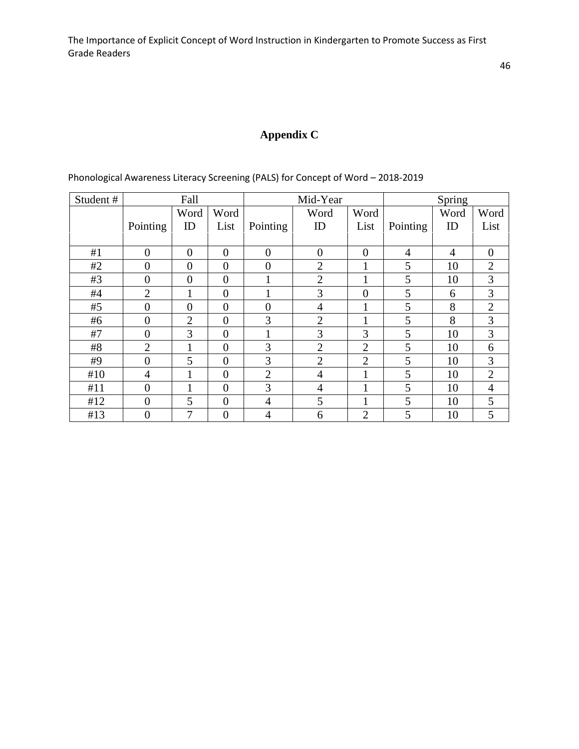## Appendix C

Phonological Awareness Literacy Screening (PALS) for Concept of Word – 2018-2019

| Student # | Fall | | | Mid-Year | | | Spring | | |
|---|---|---|---|---|---|---|---|---|---|
| | Pointing | Word ID | Word List | Pointing | Word ID | Word List | Pointing | Word ID | Word List |
| #1 | 0 | 0 | 0 | 0 | 0 | 0 | 4 | 4 | 0 |
| #2 | 0 | 0 | 0 | 0 | 2 | 1 | 5 | 10 | 2 |
| #3 | 0 | 0 | 0 | 1 | 2 | 1 | 5 | 10 | 3 |
| #4 | 2 | 1 | 0 | 1 | 3 | 0 | 5 | 6 | 3 |
| #5 | 0 | 0 | 0 | 0 | 4 | 1 | 5 | 8 | 2 |
| #6 | 0 | 2 | 0 | 3 | 2 | 1 | 5 | 8 | 3 |
| #7 | 0 | 3 | 0 | 1 | 3 | 3 | 5 | 10 | 3 |
| #8 | 2 | 1 | 0 | 3 | 2 | 2 | 5 | 10 | 6 |
| #9 | 0 | 5 | 0 | 3 | 2 | 2 | 5 | 10 | 3 |
| #10 | 4 | 1 | 0 | 2 | 4 | 1 | 5 | 10 | 2 |
| #11 | 0 | 1 | 0 | 3 | 4 | 1 | 5 | 10 | 4 |
| #12 | 0 | 5 | 0 | 4 | 5 | 1 | 5 | 10 | 5 |
| #13 | 0 | 7 | 0 | 4 | 6 | 2 | 5 | 10 | 5 |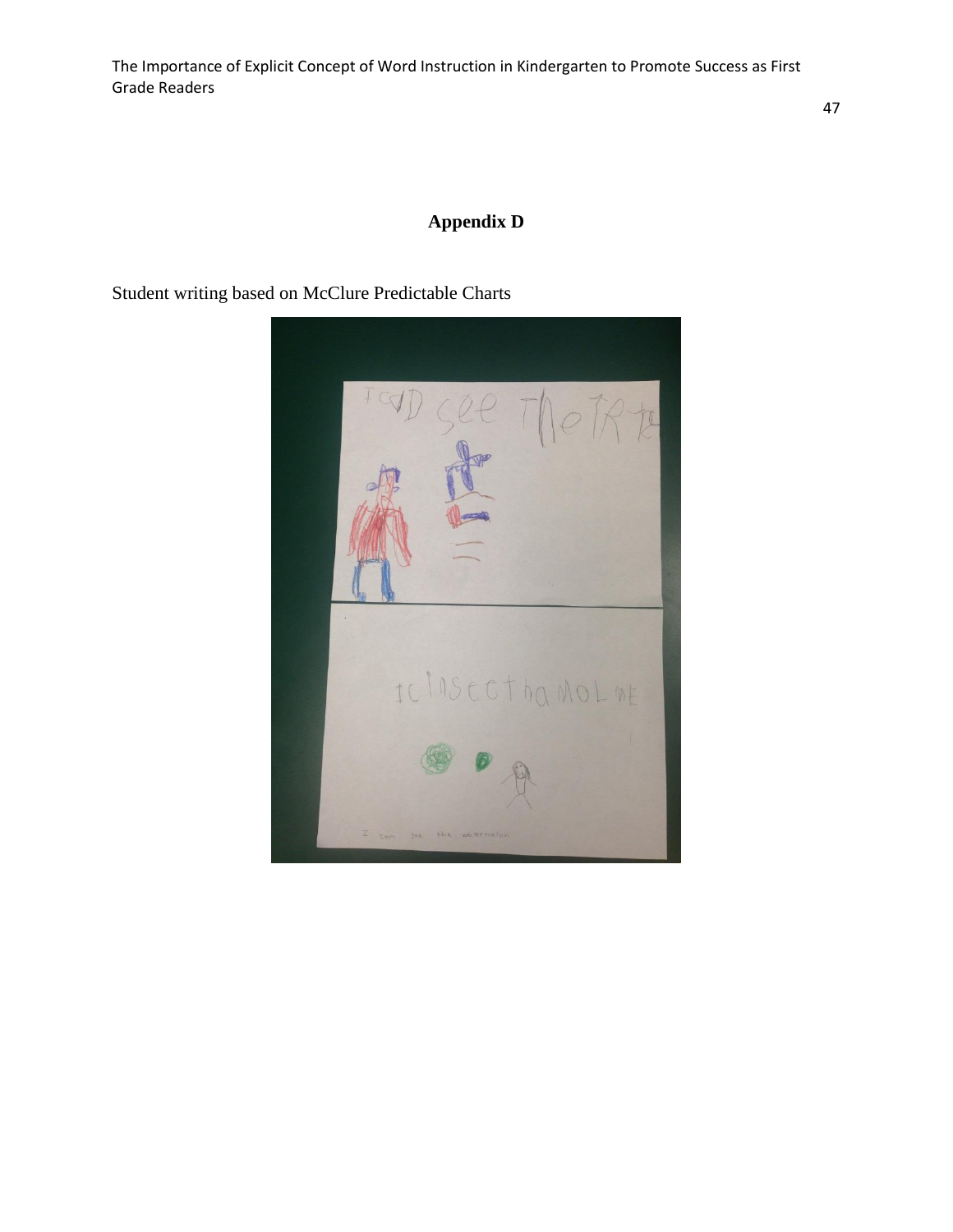# Appendix D

Student writing based on McClure Predictable Charts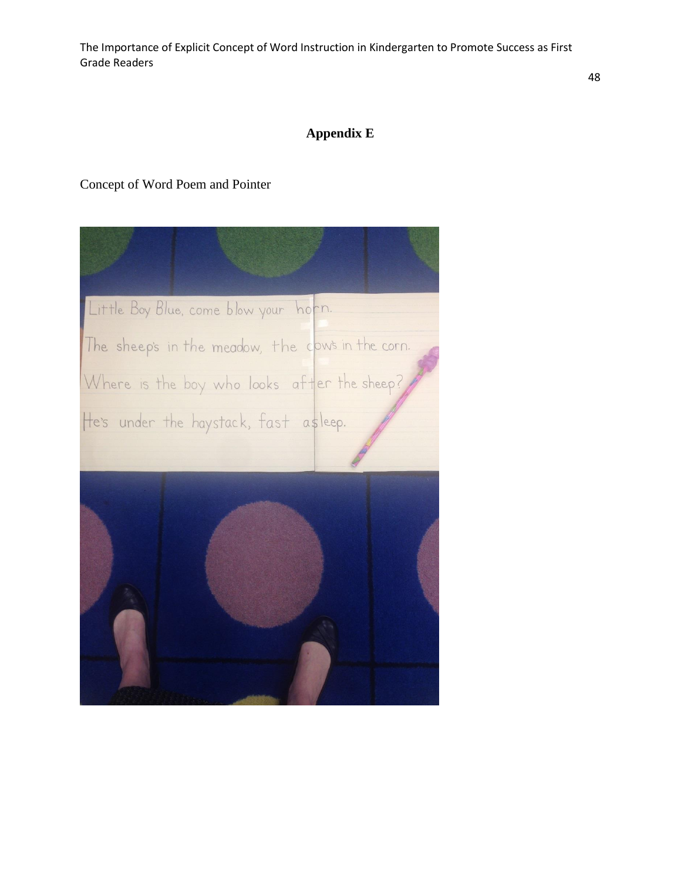# Appendix E

Concept of Word Poem and Pointer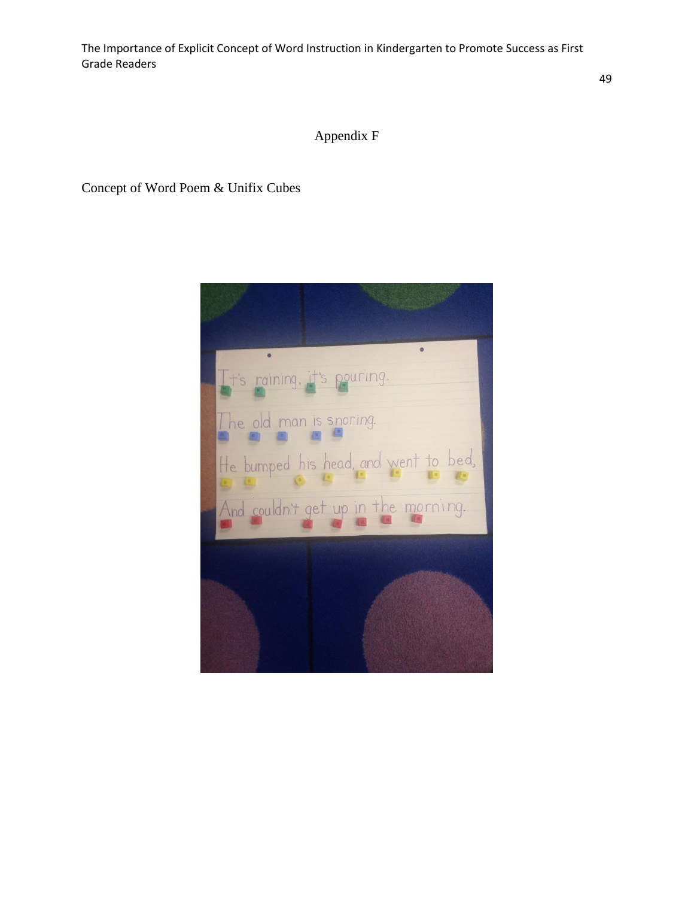## Appendix F

Concept of Word Poem & Unifix Cubes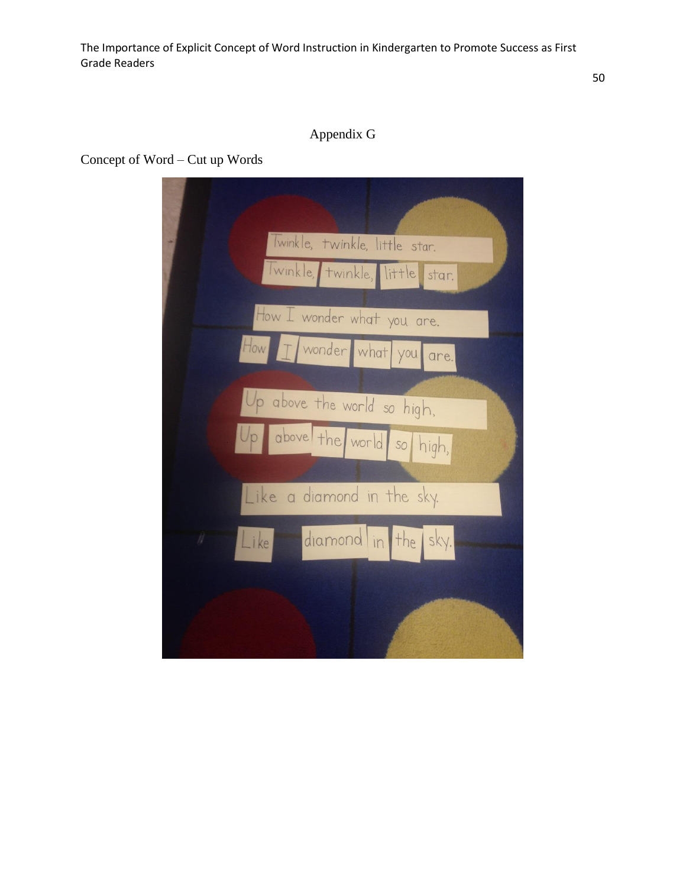# Appendix G

Concept of Word – Cut up Words